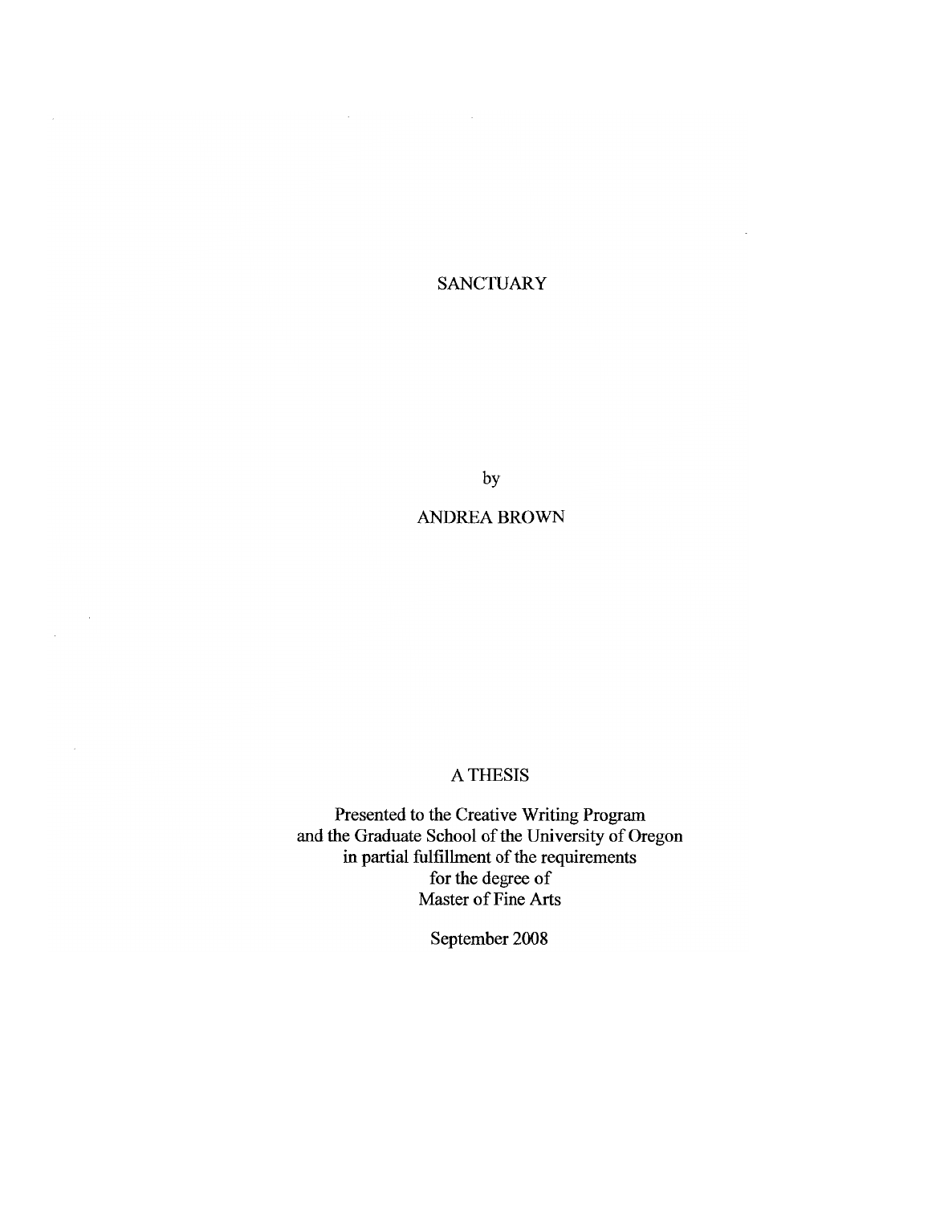# SANCTUARY

by

ANDREA BROWN

A THESIS

Presented to the Creative Writing Program
and the Graduate School of the University of Oregon
in partial fulfillment of the requirements
for the degree of
Master of Fine Arts

September 2008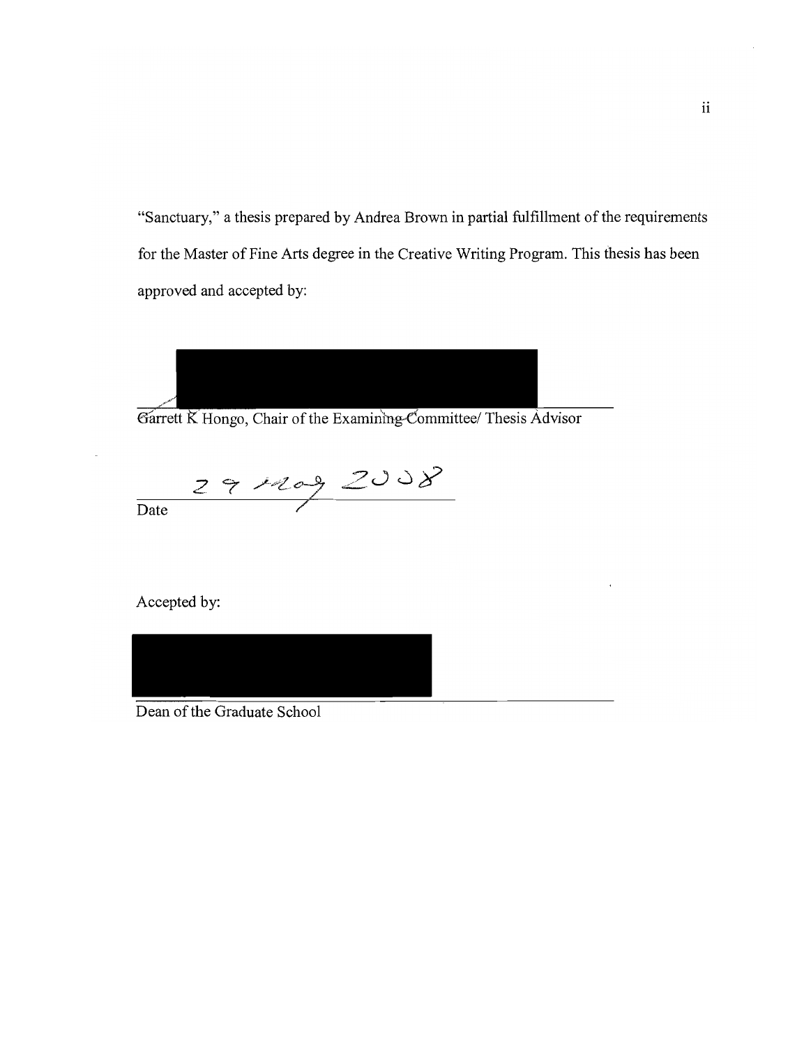"Sanctuary," a thesis prepared by Andrea Brown in partial fulfillment of the requirements for the Master of Fine Arts degree in the Creative Writing Program. This thesis has been approved and accepted by:

Garrett K Hongo, Chair of the Examining Committee/ Thesis Advisor

29 May 2008

Date

Accepted by:

Dean of the Graduate School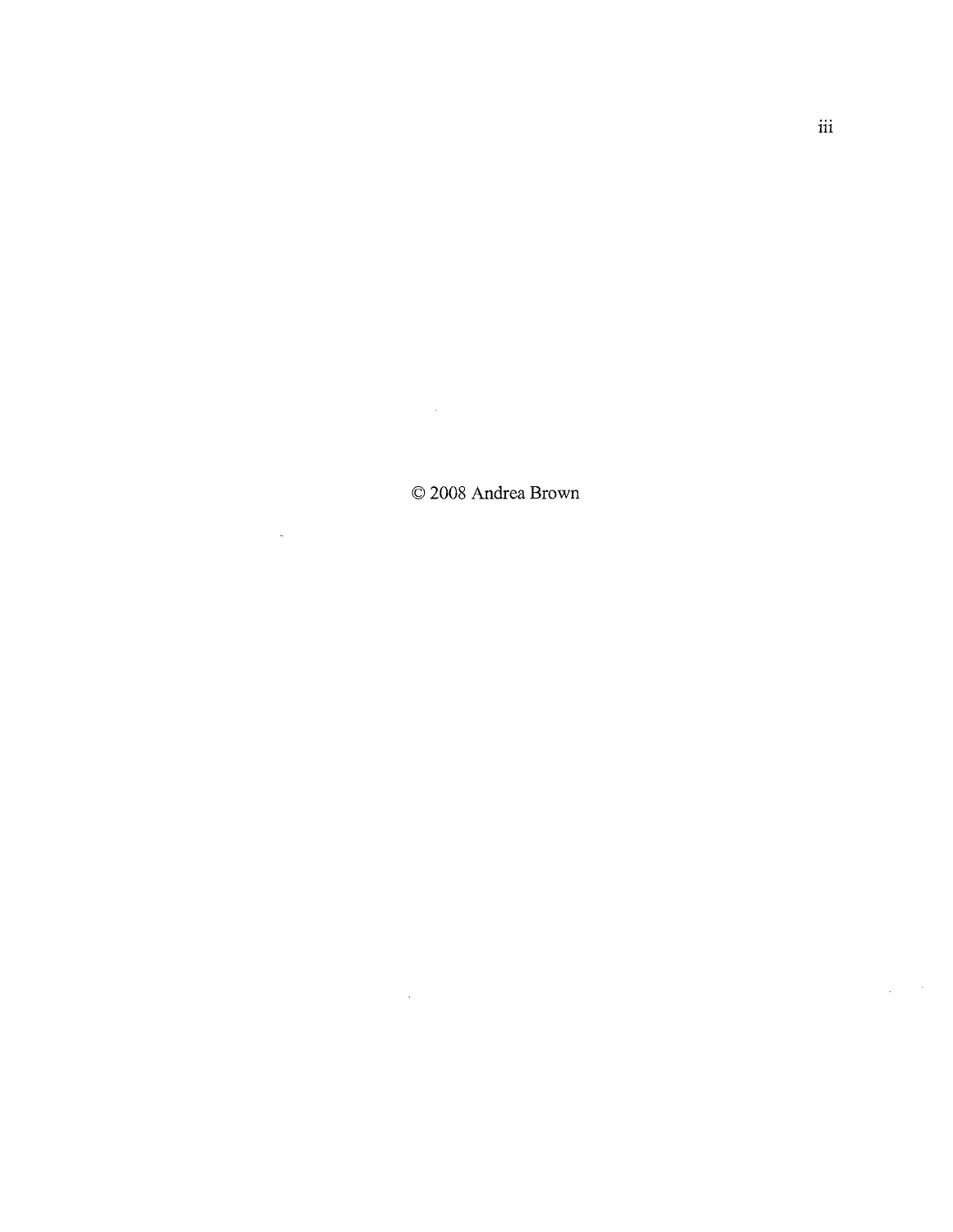© 2008 Andrea Brown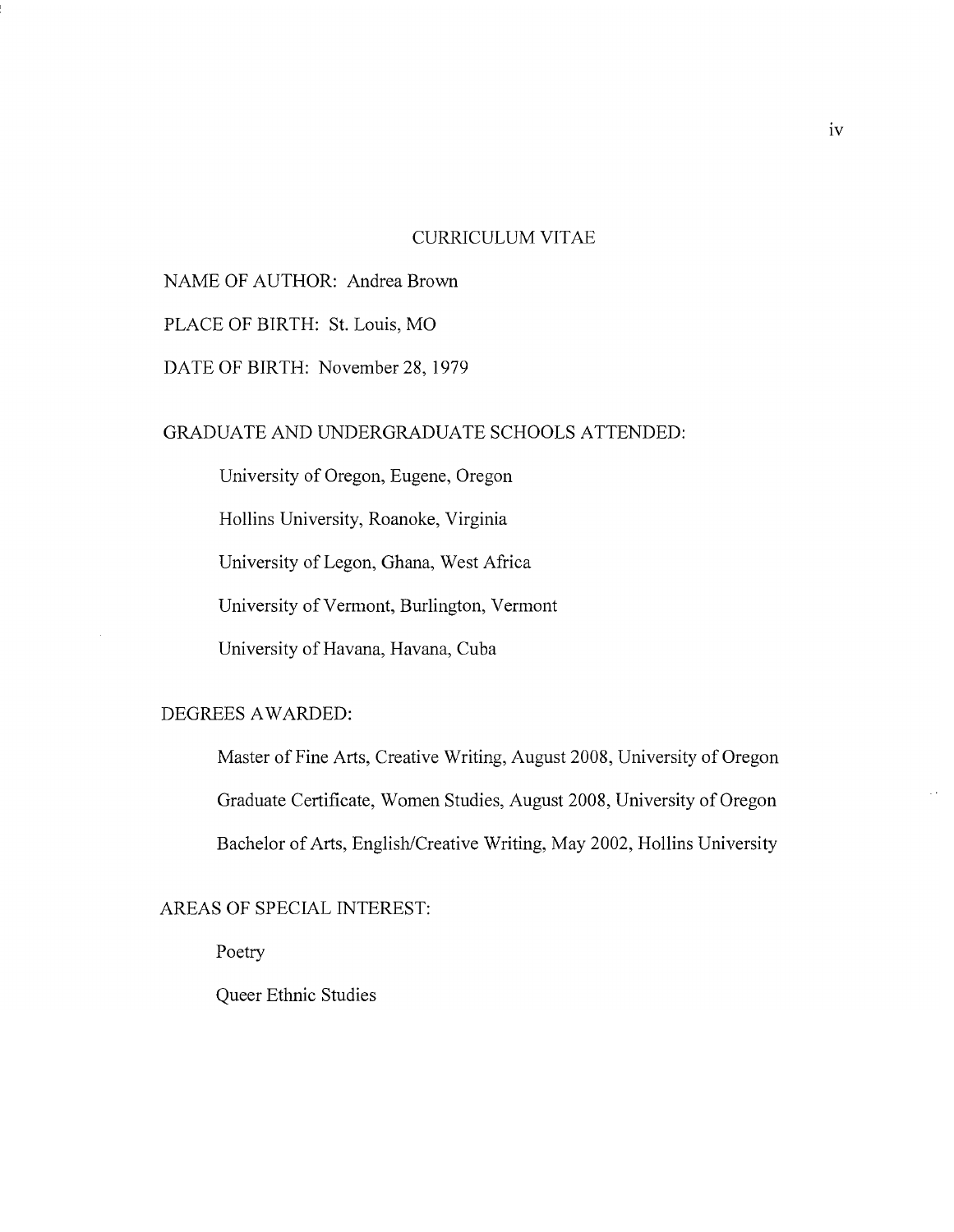# CURRICULUM VITAE

NAME OF AUTHOR: Andrea Brown

PLACE OF BIRTH: St. Louis, MO

DATE OF BIRTH: November 28, 1979

GRADUATE AND UNDERGRADUATE SCHOOLS ATTENDED:

University of Oregon, Eugene, Oregon

Hollins University, Roanoke, Virginia

University of Legon, Ghana, West Africa

University of Vermont, Burlington, Vermont

University of Havana, Havana, Cuba

DEGREES AWARDED:

Master of Fine Arts, Creative Writing, August 2008, University of Oregon

Graduate Certificate, Women Studies, August 2008, University of Oregon

Bachelor of Arts, English/Creative Writing, May 2002, Hollins University

AREAS OF SPECIAL INTEREST:

Poetry

Queer Ethnic Studies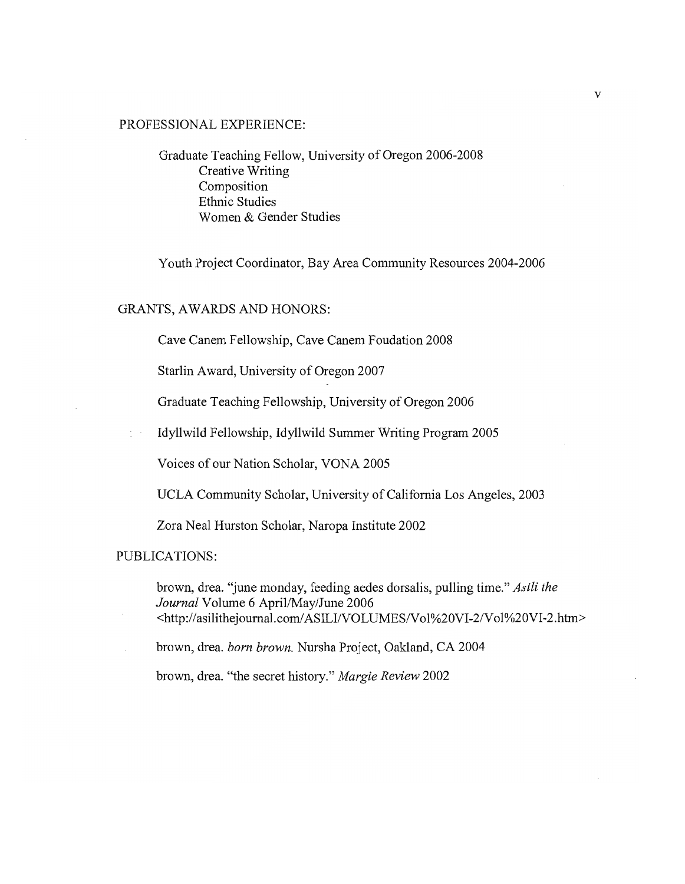PROFESSIONAL EXPERIENCE:

Graduate Teaching Fellow, University of Oregon 2006-2008
- Creative Writing
- Composition
- Ethnic Studies
- Women & Gender Studies

Youth Project Coordinator, Bay Area Community Resources 2004-2006

GRANTS, AWARDS AND HONORS:

Cave Canem Fellowship, Cave Canem Foudation 2008

Starlin Award, University of Oregon 2007

Graduate Teaching Fellowship, University of Oregon 2006

Idyllwild Fellowship, Idyllwild Summer Writing Program 2005

Voices of our Nation Scholar, VONA 2005

UCLA Community Scholar, University of California Los Angeles, 2003

Zora Neal Hurston Scholar, Naropa Institute 2002

PUBLICATIONS:

brown, drea. "june monday, feeding aedes dorsalis, pulling time." *Asili the Journal* Volume 6 April/May/June 2006 <http://asilithejournal.com/ASILI/VOLUMES/Vol%20VI-2/Vol%20VI-2.htm>

brown, drea. *born brown.* Nursha Project, Oakland, CA 2004

brown, drea. "the secret history." *Margie Review* 2002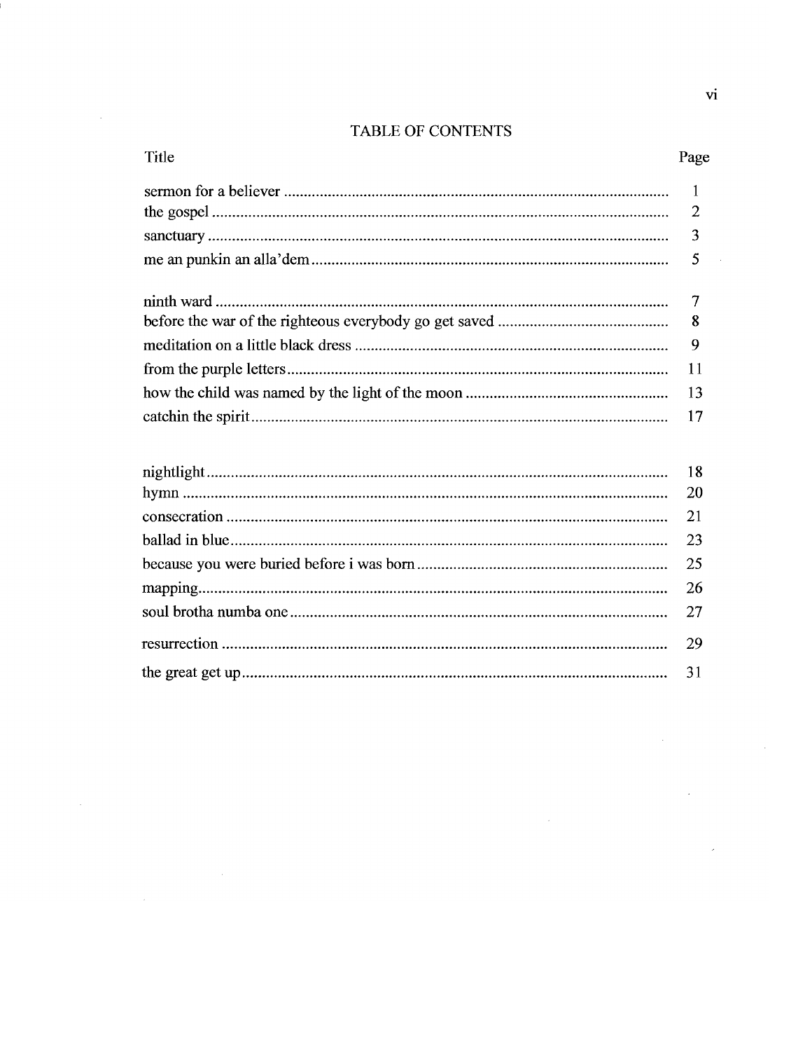# TABLE OF CONTENTS

| Title | Page |
| --- | --- |
| sermon for a believer | 1 |
| the gospel | 2 |
| sanctuary | 3 |
| me an punkin an alla'dem | 5 |
| | |
| ninth ward | 7 |
| before the war of the righteous everybody go get saved | 8 |
| meditation on a little black dress | 9 |
| from the purple letters | 11 |
| how the child was named by the light of the moon | 13 |
| catchin the spirit | 17 |
| | |
| nightlight | 18 |
| hymn | 20 |
| consecration | 21 |
| ballad in blue | 23 |
| because you were buried before i was born | 25 |
| mapping | 26 |
| soul brotha numba one | 27 |
| resurrection | 29 |
| the great get up | 31 |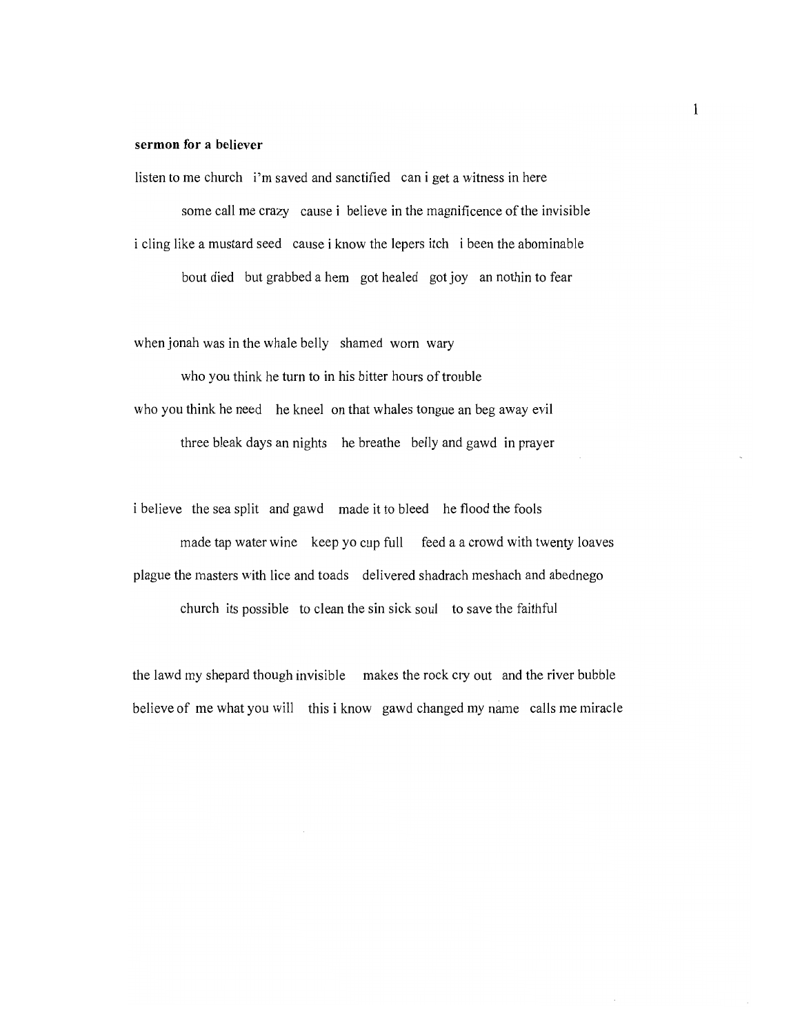**sermon for a believer**

listen to me church   i'm saved and sanctified   can i get a witness in here

        some call me crazy   cause i  believe in the magnificence of the invisible

i cling like a mustard seed   cause i know the lepers itch   i been the abominable

        bout died   but grabbed a hem   got healed   got joy   an nothin to fear

when jonah was in the whale belly   shamed  worn  wary

        who you think he turn to in his bitter hours of trouble

who you think he need   he kneel  on that whales tongue an beg away evil

        three bleak days an nights   he breathe  belly and gawd  in prayer

i believe  the sea split  and gawd   made it to bleed   he flood the fools

        made tap water wine   keep yo cup full   feed a a crowd with twenty loaves

plague the masters with lice and toads   delivered shadrach meshach and abednego

        church  its possible   to clean the sin sick soul   to save the faithful

the lawd my shepard though invisible   makes the rock cry out   and the river bubble

believe of  me what you will   this i know   gawd changed my name   calls me miracle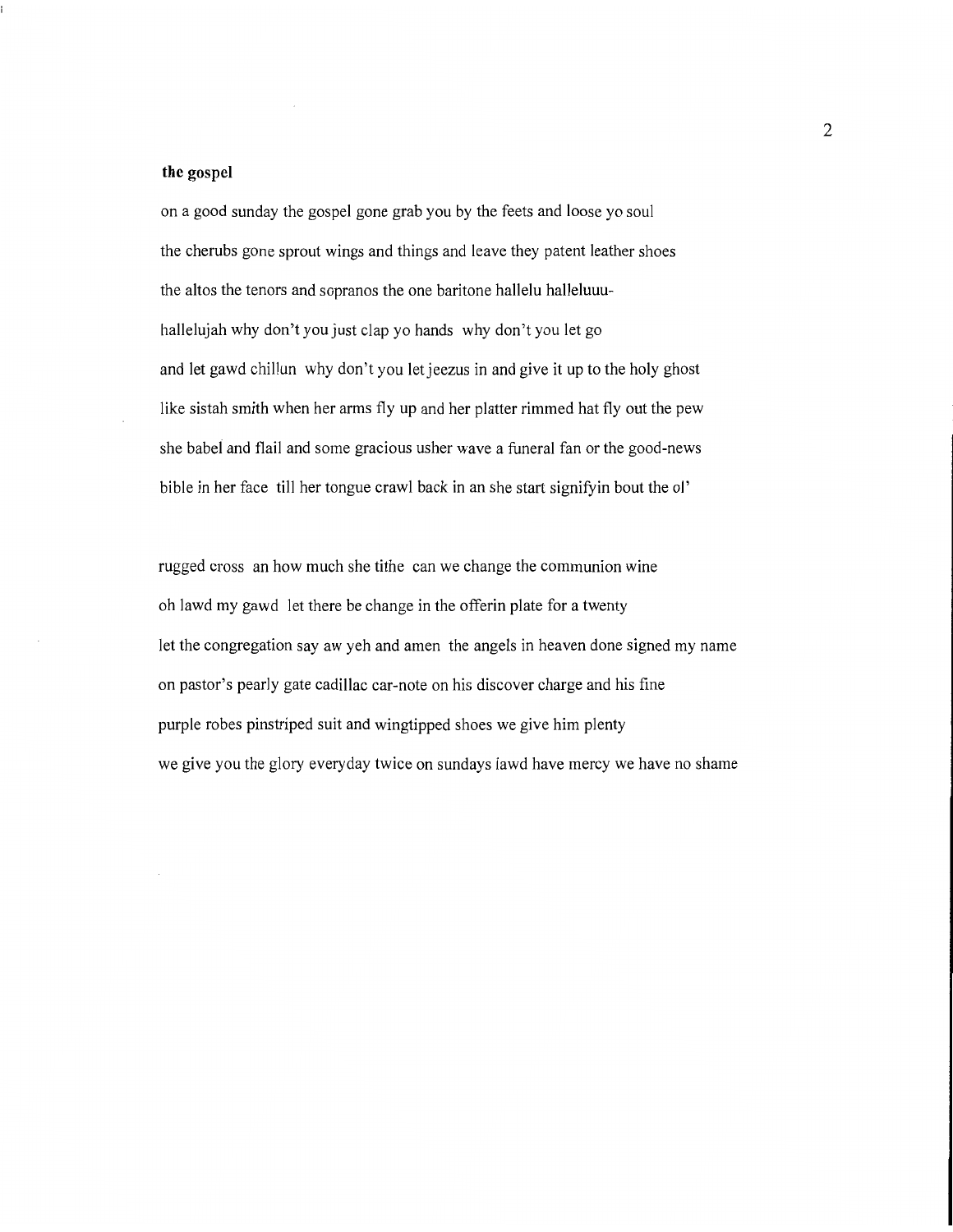**the gospel**

on a good sunday the gospel gone grab you by the feets and loose yo soul

the cherubs gone sprout wings and things and leave they patent leather shoes

the altos the tenors and sopranos the one baritone hallelu halleluuu-

hallelujah why don't you just clap yo hands  why don't you let go

and let gawd chillun  why don't you let jeezus in and give it up to the holy ghost

like sistah smith when her arms fly up and her platter rimmed hat fly out the pew

she babel and flail and some gracious usher wave a funeral fan or the good-news

bible in her face  till her tongue crawl back in an she start signifyin bout the ol'

rugged cross  an how much she tithe  can we change the communion wine

oh lawd my gawd  let there be change in the offerin plate for a twenty

let the congregation say aw yeh and amen  the angels in heaven done signed my name

on pastor's pearly gate cadillac car-note on his discover charge and his fine

purple robes pinstriped suit and wingtipped shoes we give him plenty

we give you the glory everyday twice on sundays lawd have mercy we have no shame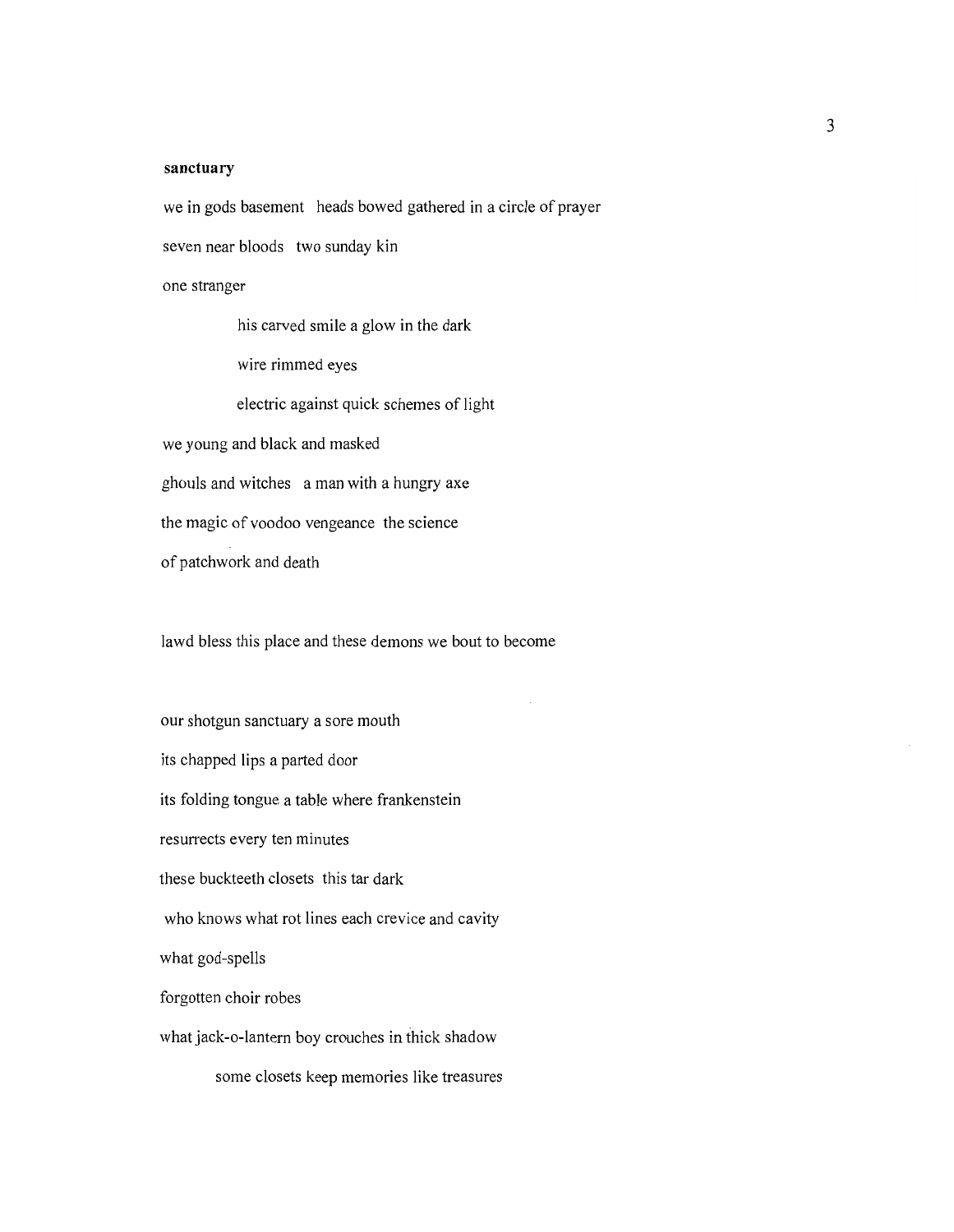**sanctuary**

we in gods basement  heads bowed gathered in a circle of prayer

seven near bloods  two sunday kin

one stranger

&nbsp;&nbsp;&nbsp;&nbsp;&nbsp;&nbsp;&nbsp;&nbsp;&nbsp;&nbsp;&nbsp;&nbsp;his carved smile a glow in the dark

&nbsp;&nbsp;&nbsp;&nbsp;&nbsp;&nbsp;&nbsp;&nbsp;&nbsp;&nbsp;&nbsp;&nbsp;wire rimmed eyes

&nbsp;&nbsp;&nbsp;&nbsp;&nbsp;&nbsp;&nbsp;&nbsp;&nbsp;&nbsp;&nbsp;&nbsp;electric against quick schemes of light

we young and black and masked

ghouls and witches  a man with a hungry axe

the magic of voodoo vengeance  the science

of patchwork and death

lawd bless this place and these demons we bout to become

our shotgun sanctuary a sore mouth

its chapped lips a parted door

its folding tongue a table where frankenstein

resurrects every ten minutes

these buckteeth closets  this tar dark

who knows what rot lines each crevice and cavity

what god-spells

forgotten choir robes

what jack-o-lantern boy crouches in thick shadow

&nbsp;&nbsp;&nbsp;&nbsp;&nbsp;&nbsp;&nbsp;&nbsp;some closets keep memories like treasures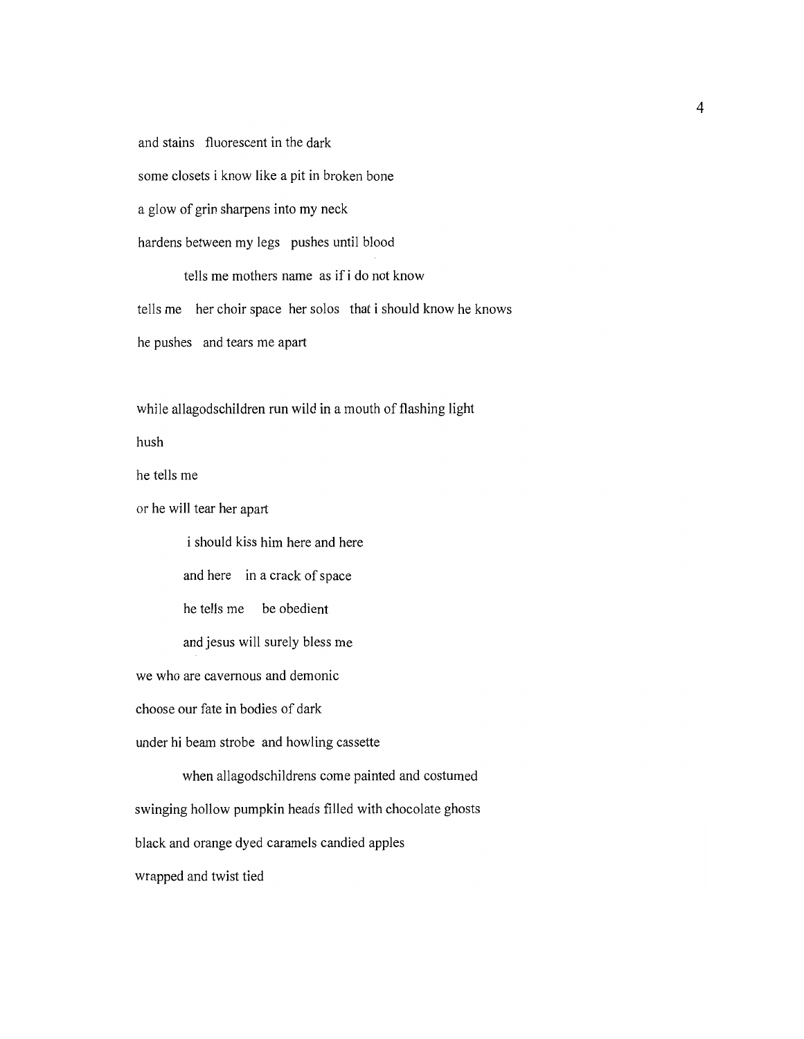and stains   fluorescent in the dark

some closets i know like a pit in broken bone

a glow of grin sharpens into my neck

hardens between my legs   pushes until blood

        tells me mothers name  as if i do not know

tells me   her choir space  her solos   that i should know he knows

he pushes   and tears me apart

while allagodschildren run wild in a mouth of flashing light

hush

he tells me

or he will tear her apart

        i should kiss him here and here

        and here   in a crack of space

        he tells me    be obedient

        and jesus will surely bless me

we who are cavernous and demonic

choose our fate in bodies of dark

under hi beam strobe  and howling cassette

        when allagodschildrens come painted and costumed

swinging hollow pumpkin heads filled with chocolate ghosts

black and orange dyed caramels candied apples

wrapped and twist tied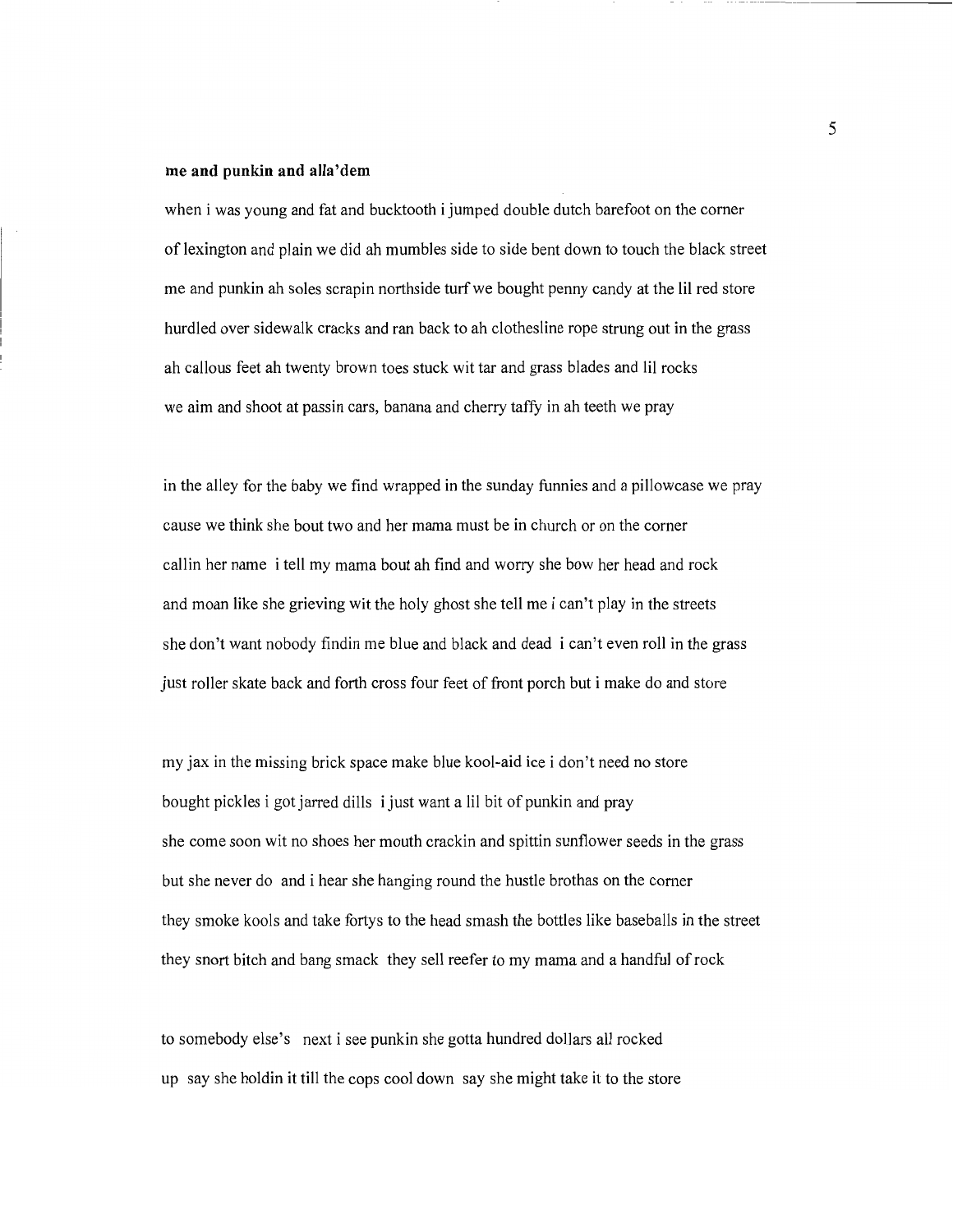**me and punkin and alla'dem**

when i was young and fat and bucktooth i jumped double dutch barefoot on the corner  
of lexington and plain we did ah mumbles side to side bent down to touch the black street  
me and punkin ah soles scrapin northside turf we bought penny candy at the lil red store  
hurdled over sidewalk cracks and ran back to ah clothesline rope strung out in the grass  
ah callous feet ah twenty brown toes stuck wit tar and grass blades and lil rocks  
we aim and shoot at passin cars, banana and cherry taffy in ah teeth we pray

in the alley for the baby we find wrapped in the sunday funnies and a pillowcase we pray  
cause we think she bout two and her mama must be in church or on the corner  
callin her name i tell my mama bout ah find and worry she bow her head and rock  
and moan like she grieving wit the holy ghost she tell me i can't play in the streets  
she don't want nobody findin me blue and black and dead i can't even roll in the grass  
just roller skate back and forth cross four feet of front porch but i make do and store

my jax in the missing brick space make blue kool-aid ice i don't need no store  
bought pickles i got jarred dills i just want a lil bit of punkin and pray  
she come soon wit no shoes her mouth crackin and spittin sunflower seeds in the grass  
but she never do and i hear she hanging round the hustle brothas on the corner  
they smoke kools and take fortys to the head smash the bottles like baseballs in the street  
they snort bitch and bang smack they sell reefer to my mama and a handful of rock

to somebody else's next i see punkin she gotta hundred dollars all rocked  
up say she holdin it till the cops cool down say she might take it to the store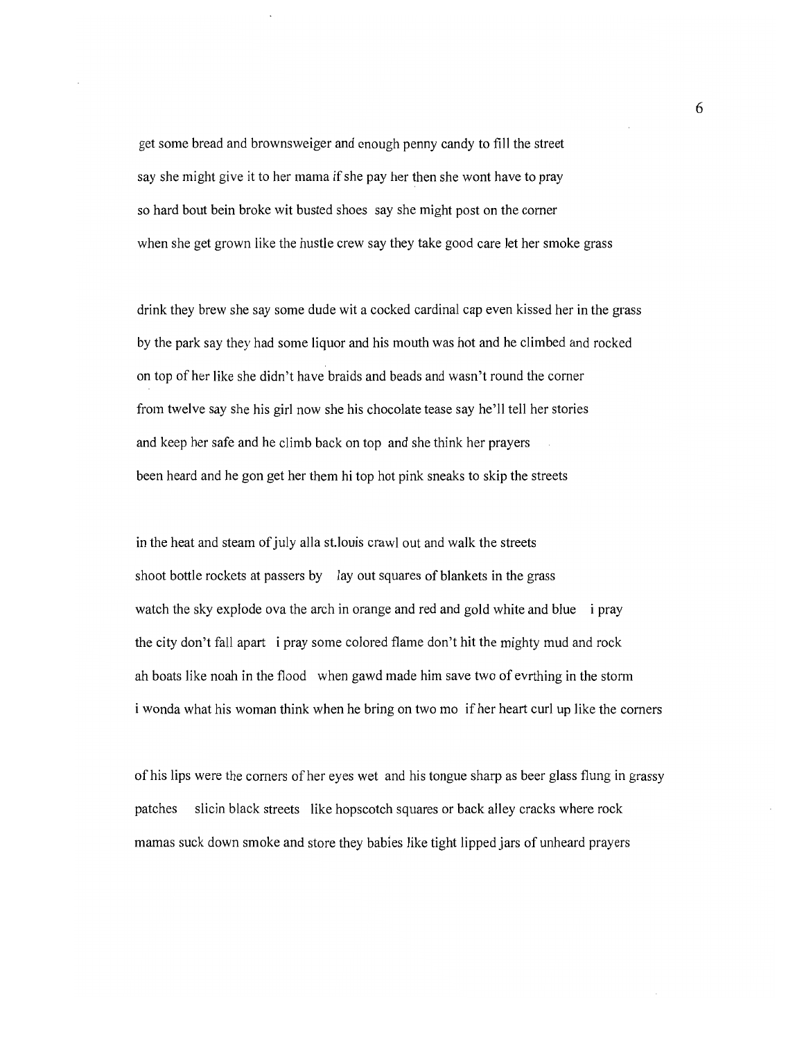get some bread and brownsweiger and enough penny candy to fill the street
say she might give it to her mama if she pay her then she wont have to pray
so hard bout bein broke wit busted shoes  say she might post on the corner
when she get grown like the hustle crew say they take good care let her smoke grass

drink they brew she say some dude wit a cocked cardinal cap even kissed her in the grass
by the park say they had some liquor and his mouth was hot and he climbed and rocked
on top of her like she didn't have braids and beads and wasn't round the corner
from twelve say she his girl now she his chocolate tease say he'll tell her stories
and keep her safe and he climb back on top  and she think her prayers
been heard and he gon get her them hi top hot pink sneaks to skip the streets

in the heat and steam of july alla st.louis crawl out and walk the streets
shoot bottle rockets at passers by   lay out squares of blankets in the grass
watch the sky explode ova the arch in orange and red and gold white and blue   i pray
the city don't fall apart   i pray some colored flame don't hit the mighty mud and rock
ah boats like noah in the flood   when gawd made him save two of evrthing in the storm
i wonda what his woman think when he bring on two mo  if her heart curl up like the corners

of his lips were the corners of her eyes wet  and his tongue sharp as beer glass flung in grassy
patches   slicin black streets  like hopscotch squares or back alley cracks where rock
mamas suck down smoke and store they babies like tight lipped jars of unheard prayers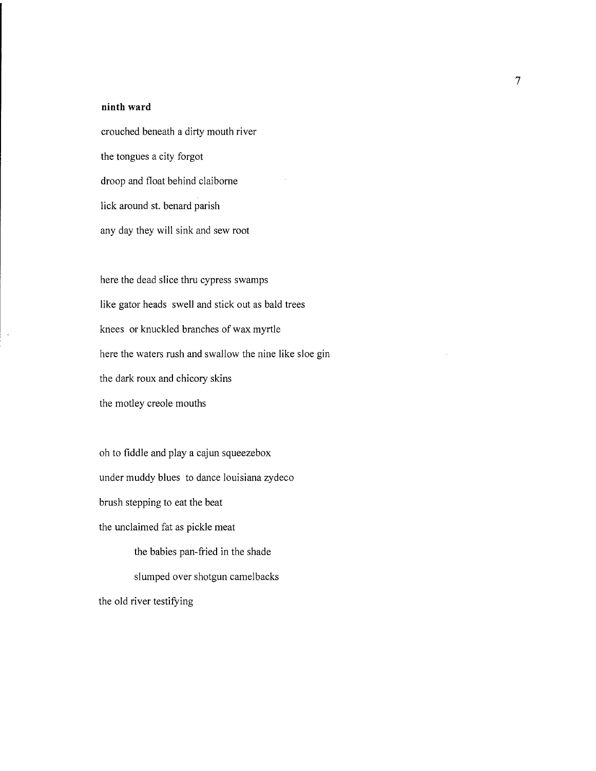**ninth ward**

crouched beneath a dirty mouth river

the tongues a city forgot

droop and float behind claiborne

lick around st. benard parish

any day they will sink and sew root

here the dead slice thru cypress swamps

like gator heads swell and stick out as bald trees

knees or knuckled branches of wax myrtle

here the waters rush and swallow the nine like sloe gin

the dark roux and chicory skins

the motley creole mouths

oh to fiddle and play a cajun squeezebox

under muddy blues to dance louisiana zydeco

brush stepping to eat the beat

the unclaimed fat as pickle meat

    the babies pan-fried in the shade

    slumped over shotgun camelbacks

the old river testifying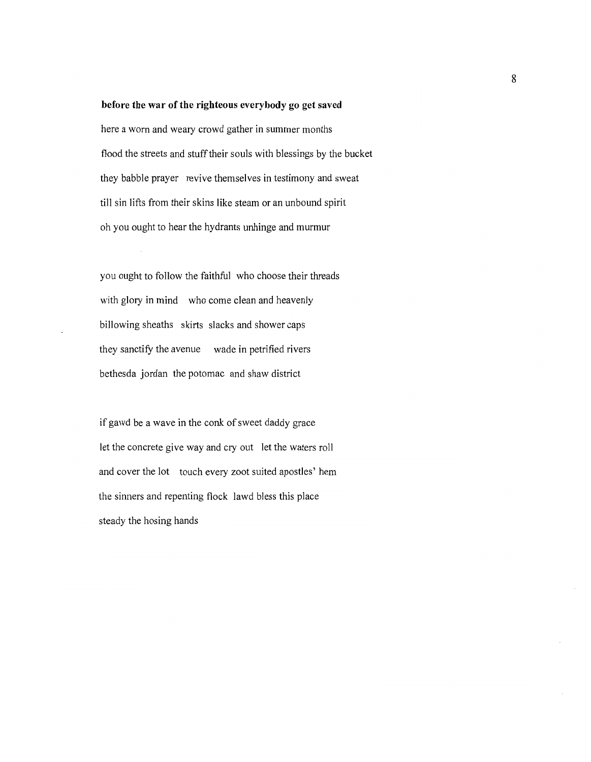**before the war of the righteous everybody go get saved**

here a worn and weary crowd gather in summer months
flood the streets and stuff their souls with blessings by the bucket
they babble prayer  revive themselves in testimony and sweat
till sin lifts from their skins like steam or an unbound spirit
oh you ought to hear the hydrants unhinge and murmur

you ought to follow the faithful  who choose their threads
with glory in mind  who come clean and heavenly
billowing sheaths  skirts  slacks and shower caps
they sanctify the avenue  wade in petrified rivers
bethesda  jordan  the potomac  and shaw district

if gawd be a wave in the conk of sweet daddy grace
let the concrete give way and cry out  let the waters roll
and cover the lot  touch every zoot suited apostles' hem
the sinners and repenting flock  lawd bless this place
steady the hosing hands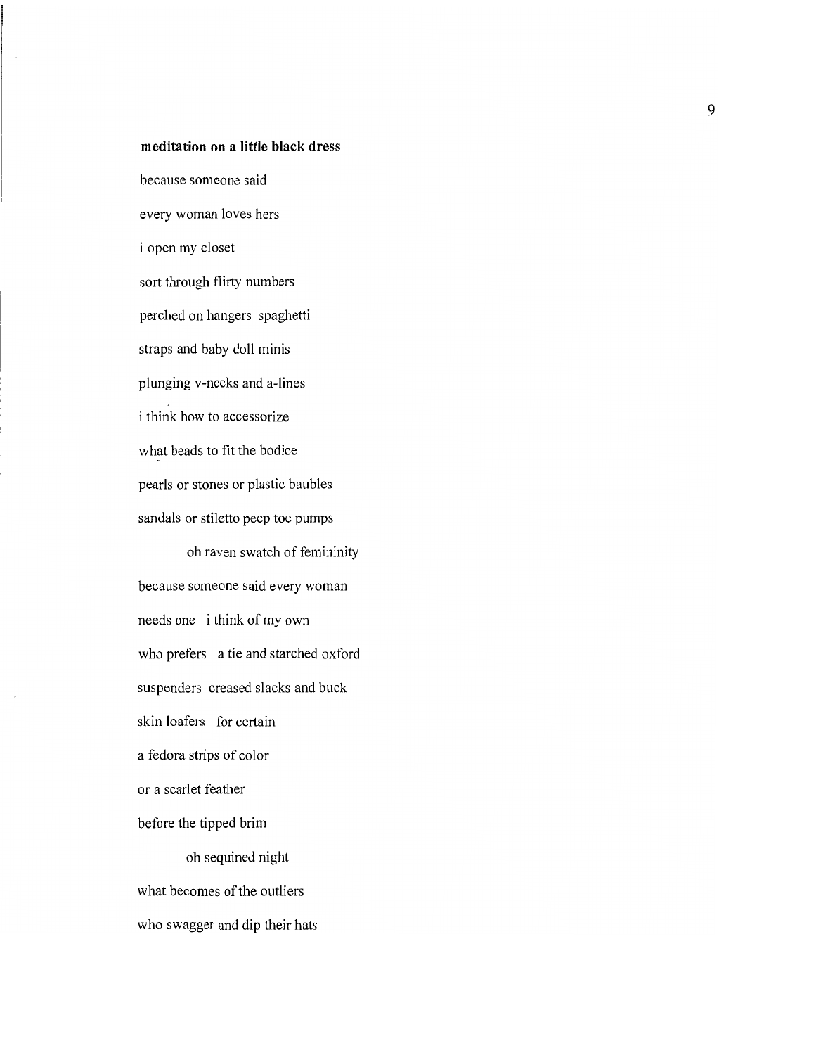**meditation on a little black dress**

because someone said

every woman loves hers

i open my closet

sort through flirty numbers

perched on hangers  spaghetti

straps and baby doll minis

plunging v-necks and a-lines

i think how to accessorize

what beads to fit the bodice

pearls or stones or plastic baubles

sandals or stiletto peep toe pumps

        oh raven swatch of femininity

because someone said every woman

needs one  i think of my own

who prefers  a tie and starched oxford

suspenders  creased slacks and buck

skin loafers  for certain

a fedora strips of color

or a scarlet feather

before the tipped brim

        oh sequined night

what becomes of the outliers

who swagger and dip their hats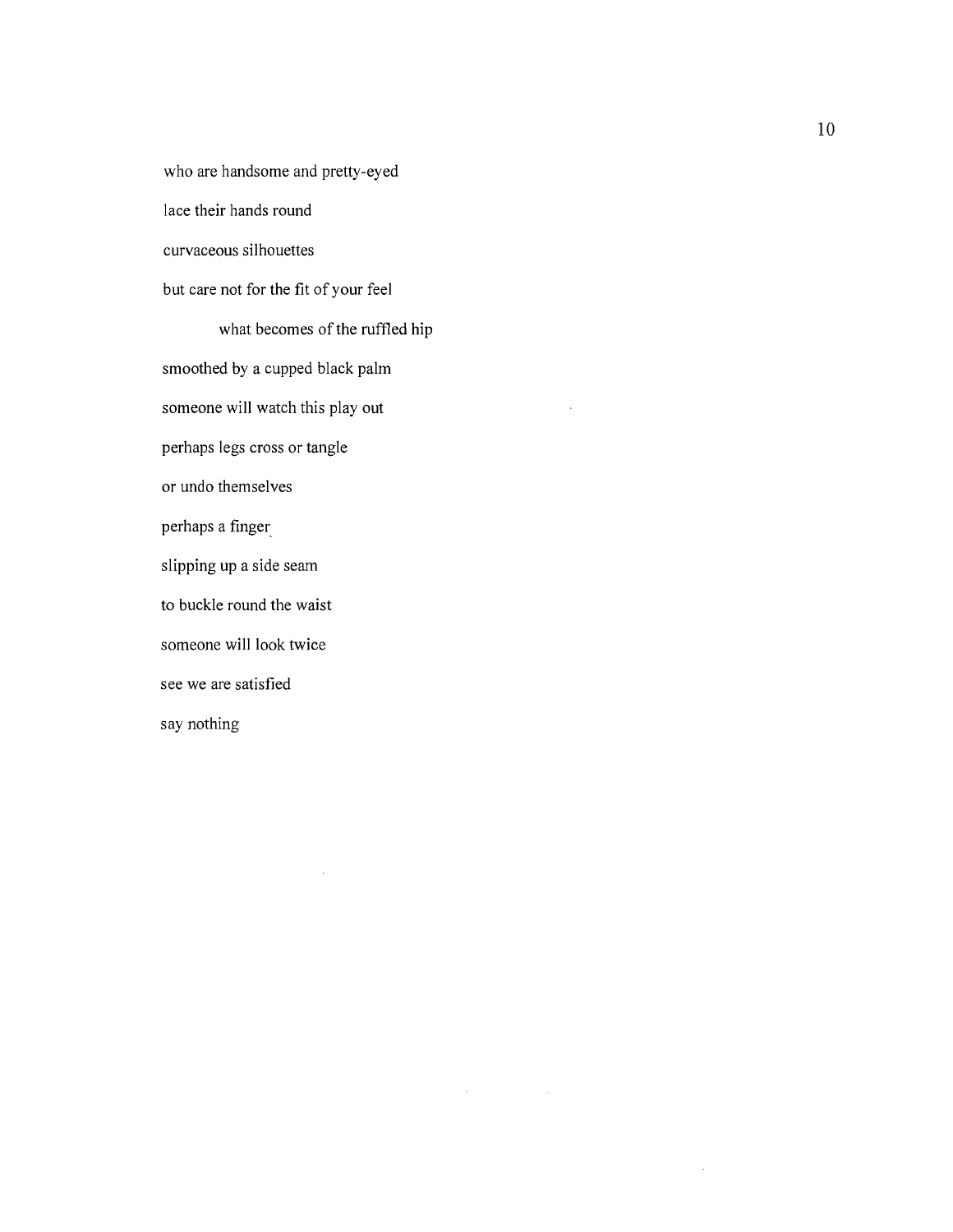who are handsome and pretty-eyed

lace their hands round

curvaceous silhouettes

but care not for the fit of your feel

&nbsp;&nbsp;&nbsp;&nbsp;&nbsp;&nbsp;&nbsp;&nbsp;&nbsp;&nbsp;what becomes of the ruffled hip

smoothed by a cupped black palm

someone will watch this play out

perhaps legs cross or tangle

or undo themselves

perhaps a finger

slipping up a side seam

to buckle round the waist

someone will look twice

see we are satisfied

say nothing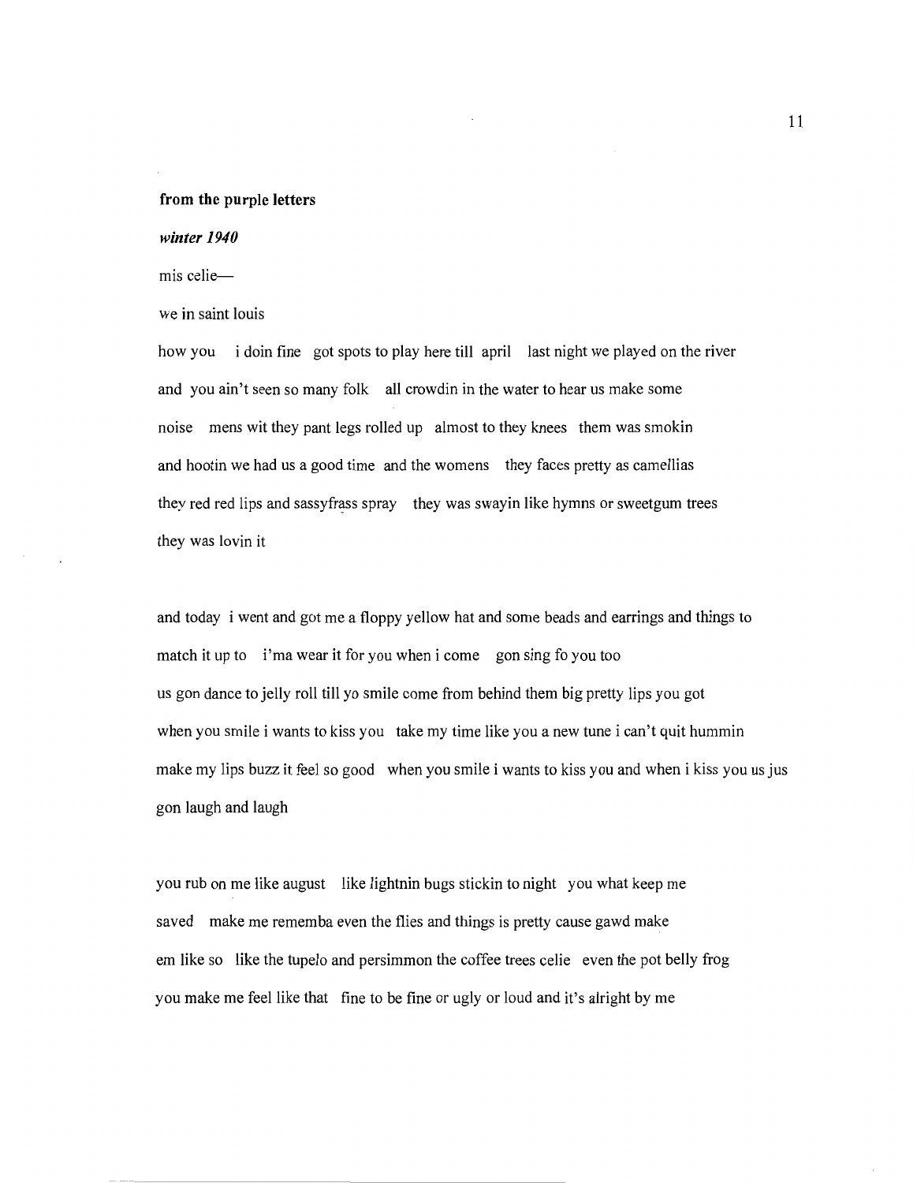**from the purple letters**

***winter 1940***

mis celie—

we in saint louis

how you   i doin fine   got spots to play here till april   last night we played on the river
and you ain't seen so many folk   all crowdin in the water to hear us make some
noise   mens wit they pant legs rolled up   almost to they knees   them was smokin
and hootin we had us a good time   and the womens   they faces pretty as camellias
they red red lips and sassyfrass spray   they was swayin like hymns or sweetgum trees
they was lovin it

and today   i went and got me a floppy yellow hat and some beads and earrings and things to
match it up to   i'ma wear it for you when i come   gon sing fo you too
us gon dance to jelly roll till yo smile come from behind them big pretty lips you got
when you smile i wants to kiss you   take my time like you a new tune i can't quit hummin
make my lips buzz it feel so good   when you smile i wants to kiss you and when i kiss you us jus
gon laugh and laugh

you rub on me like august   like lightnin bugs stickin to night   you what keep me
saved   make me rememba even the flies and things is pretty cause gawd make
em like so   like the tupelo and persimmon the coffee trees celie   even the pot belly frog
you make me feel like that   fine to be fine or ugly or loud and it's alright by me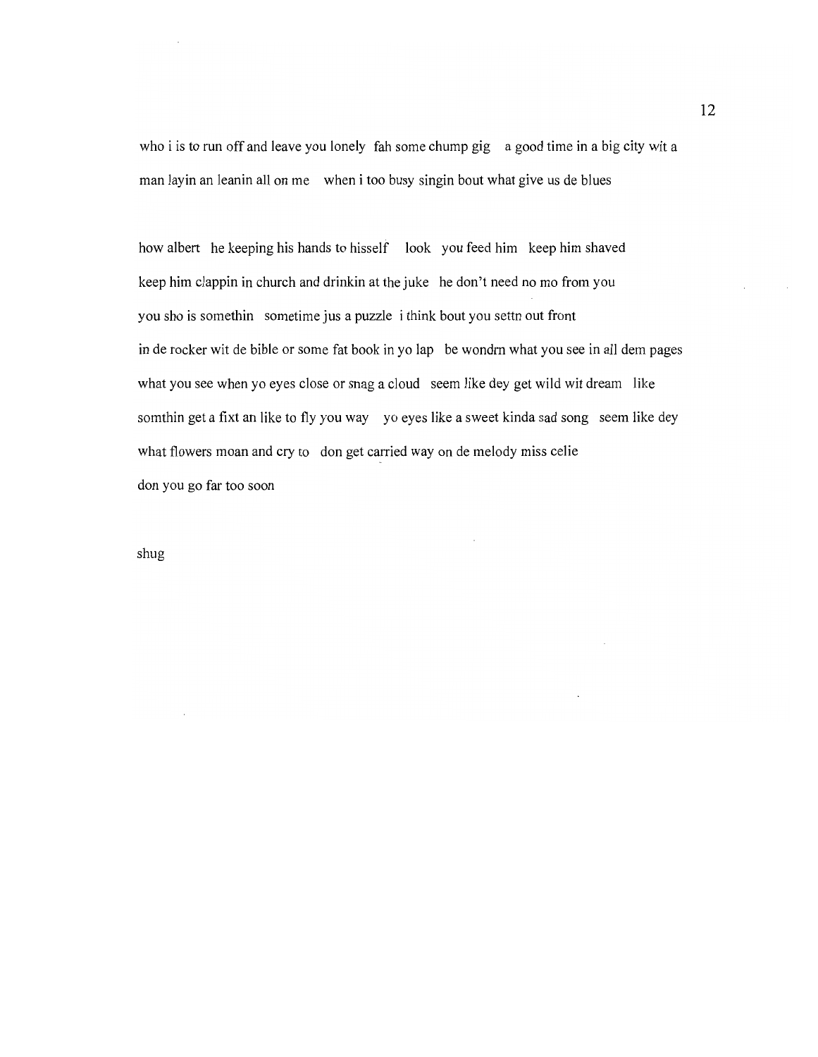who i is to run off and leave you lonely  fah some chump gig   a good time in a big city wit a
man layin an leanin all on me   when i too busy singin bout what give us de blues

how albert  he keeping his hands to hisself   look  you feed him  keep him shaved
keep him clappin in church and drinkin at the juke  he don't need no mo from you
you sho is somethin  sometime jus a puzzle  i think bout you settn out front
in de rocker wit de bible or some fat book in yo lap  be wondrn what you see in all dem pages
what you see when yo eyes close or snag a cloud  seem like dey get wild wit dream  like
somthin get a fixt an like to fly you way   yo eyes like a sweet kinda sad song  seem like dey
what flowers moan and cry to  don get carried way on de melody miss celie
don you go far too soon

shug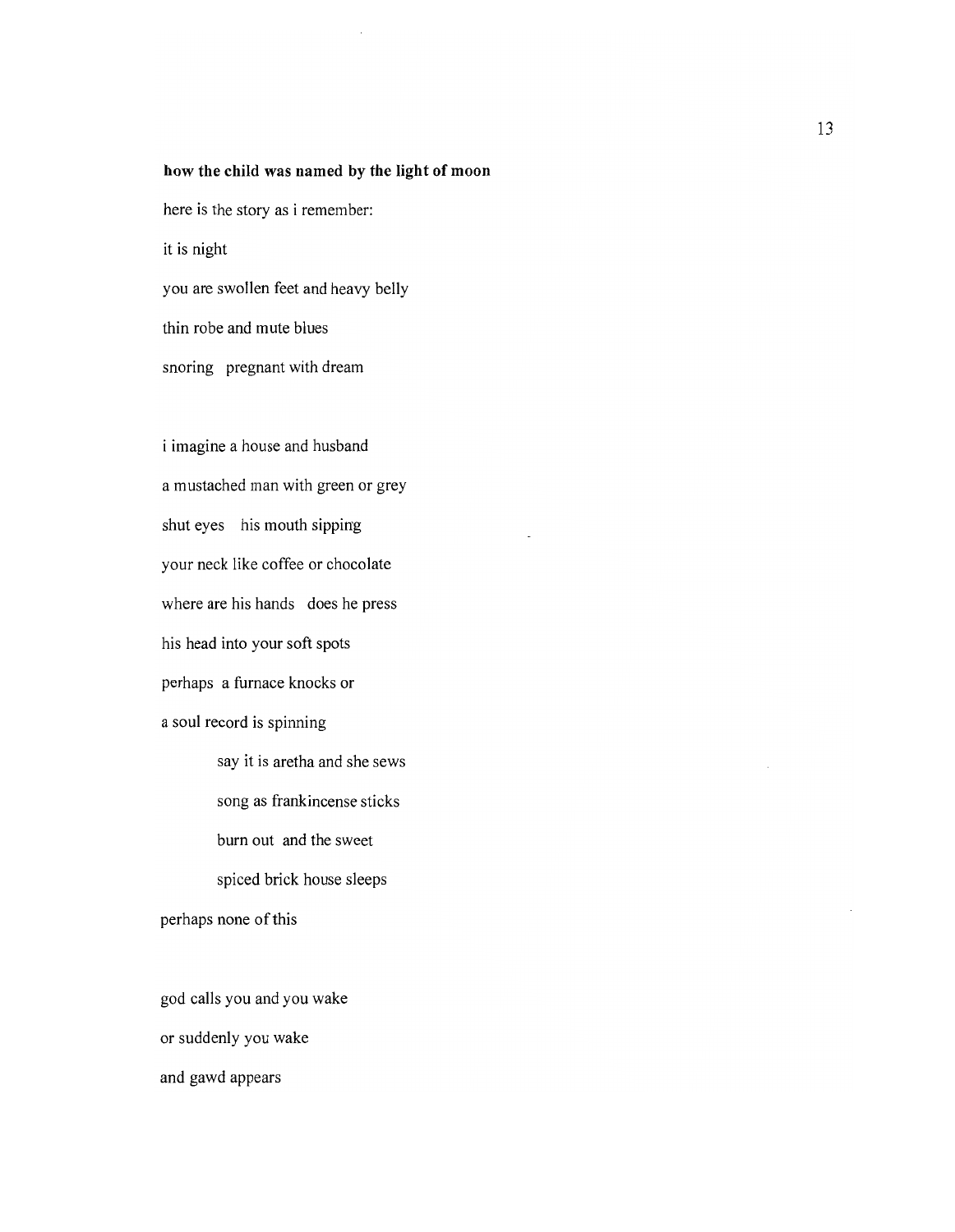**how the child was named by the light of moon**

here is the story as i remember:

it is night

you are swollen feet and heavy belly

thin robe and mute blues

snoring   pregnant with dream

i imagine a house and husband

a mustached man with green or grey

shut eyes   his mouth sipping

your neck like coffee or chocolate

where are his hands   does he press

his head into your soft spots

perhaps  a furnace knocks or

a soul record is spinning

&nbsp;&nbsp;&nbsp;&nbsp;&nbsp;&nbsp;&nbsp;&nbsp;say it is aretha and she sews

&nbsp;&nbsp;&nbsp;&nbsp;&nbsp;&nbsp;&nbsp;&nbsp;song as frankincense sticks

&nbsp;&nbsp;&nbsp;&nbsp;&nbsp;&nbsp;&nbsp;&nbsp;burn out   and the sweet

&nbsp;&nbsp;&nbsp;&nbsp;&nbsp;&nbsp;&nbsp;&nbsp;spiced brick house sleeps

perhaps none of this

god calls you and you wake

or suddenly you wake

and gawd appears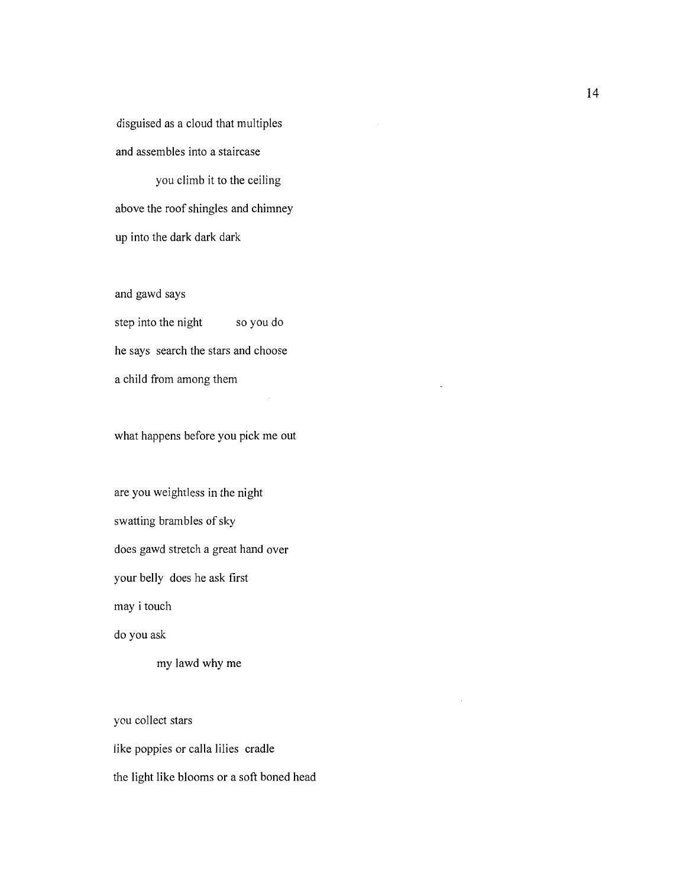disguised as a cloud that multiples

and assembles into a staircase

&nbsp;&nbsp;&nbsp;&nbsp;&nbsp;&nbsp;&nbsp;&nbsp;you climb it to the ceiling

above the roof shingles and chimney

up into the dark dark dark

and gawd says

step into the night &nbsp;&nbsp;&nbsp;&nbsp;&nbsp;&nbsp;&nbsp;&nbsp;so you do

he says &nbsp;search the stars and choose

a child from among them

what happens before you pick me out

are you weightless in the night

swatting brambles of sky

does gawd stretch a great hand over

your belly &nbsp;does he ask first

may i touch

do you ask

&nbsp;&nbsp;&nbsp;&nbsp;&nbsp;&nbsp;&nbsp;&nbsp;my lawd why me

you collect stars

like poppies or calla lilies &nbsp;cradle

the light like blooms or a soft boned head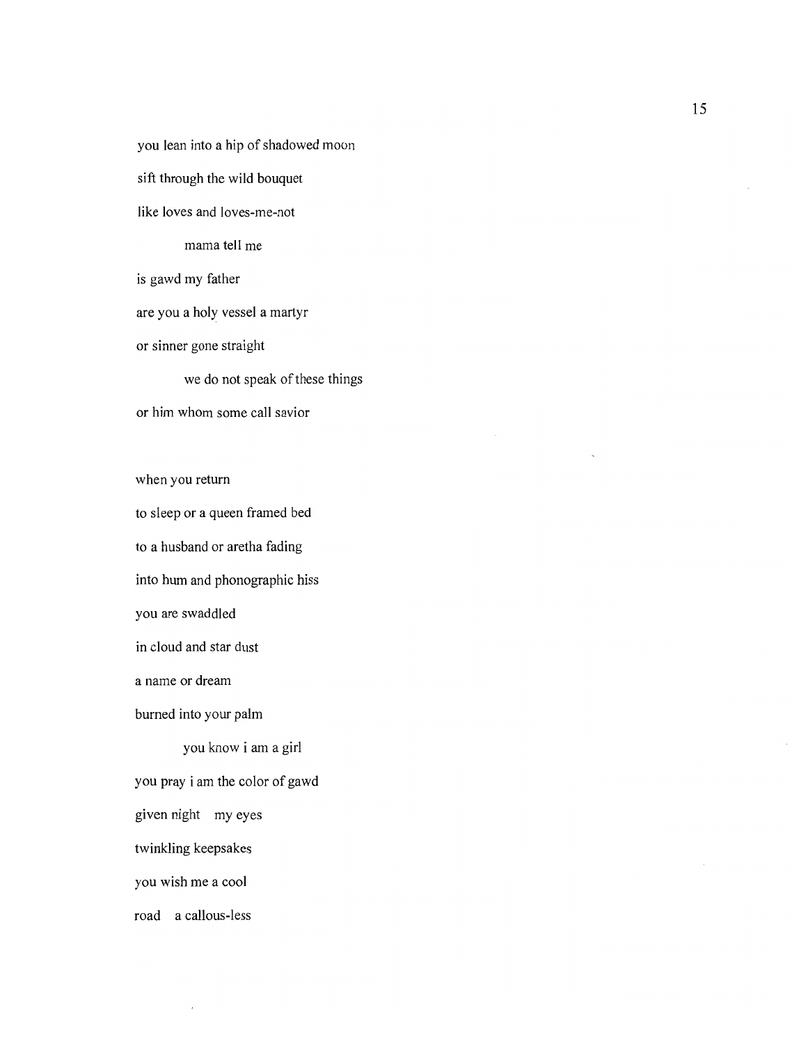you lean into a hip of shadowed moon

sift through the wild bouquet

like loves and loves-me-not

&nbsp;&nbsp;&nbsp;&nbsp;&nbsp;&nbsp;&nbsp;&nbsp;mama tell me

is gawd my father

are you a holy vessel a martyr

or sinner gone straight

&nbsp;&nbsp;&nbsp;&nbsp;&nbsp;&nbsp;&nbsp;&nbsp;we do not speak of these things

or him whom some call savior

when you return

to sleep or a queen framed bed

to a husband or aretha fading

into hum and phonographic hiss

you are swaddled

in cloud and star dust

a name or dream

burned into your palm

&nbsp;&nbsp;&nbsp;&nbsp;&nbsp;&nbsp;&nbsp;&nbsp;you know i am a girl

you pray i am the color of gawd

given night&nbsp;&nbsp;&nbsp;&nbsp;my eyes

twinkling keepsakes

you wish me a cool

road&nbsp;&nbsp;&nbsp;&nbsp;a callous-less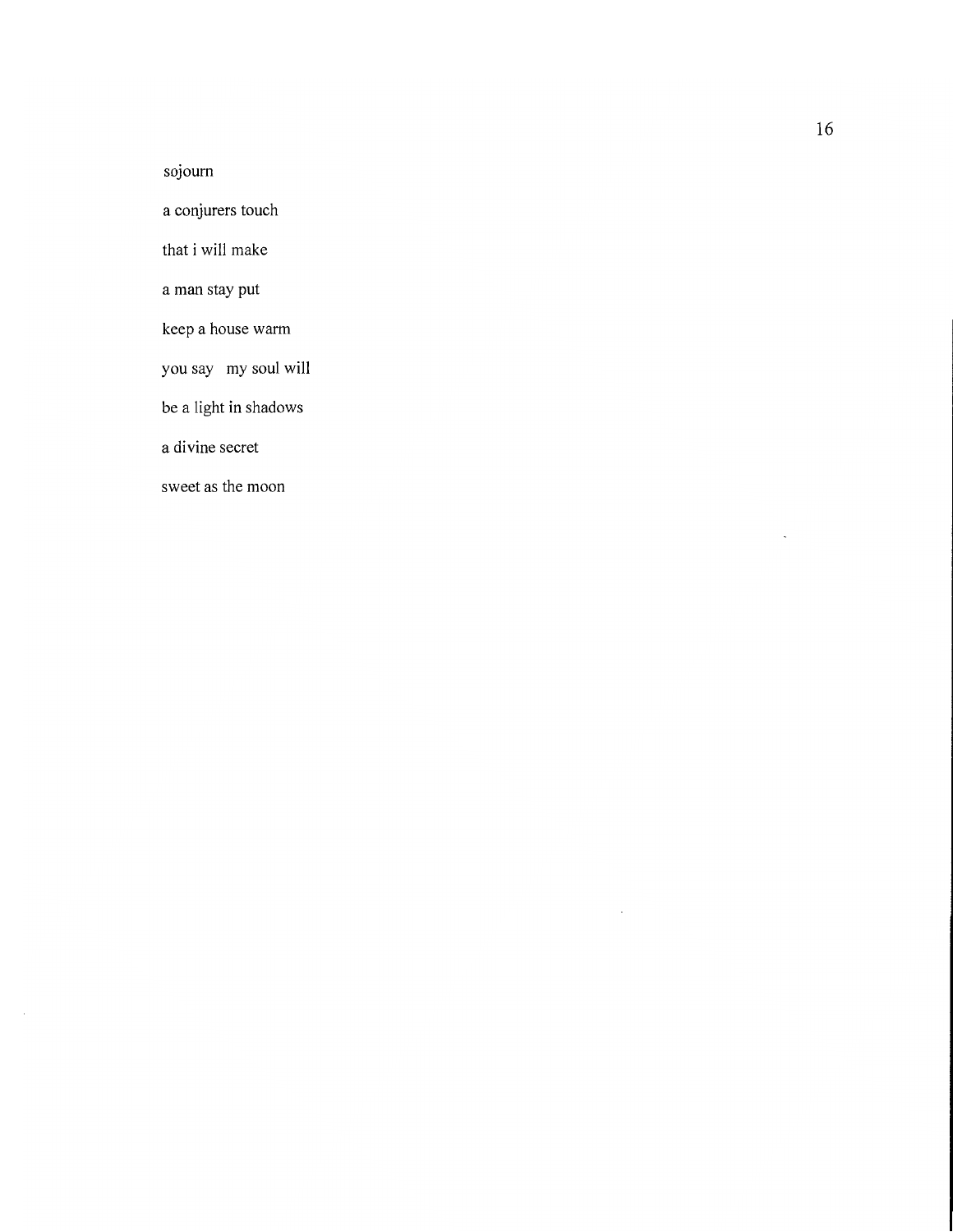sojourn

a conjurers touch

that i will make

a man stay put

keep a house warm

you say   my soul will

be a light in shadows

a divine secret

sweet as the moon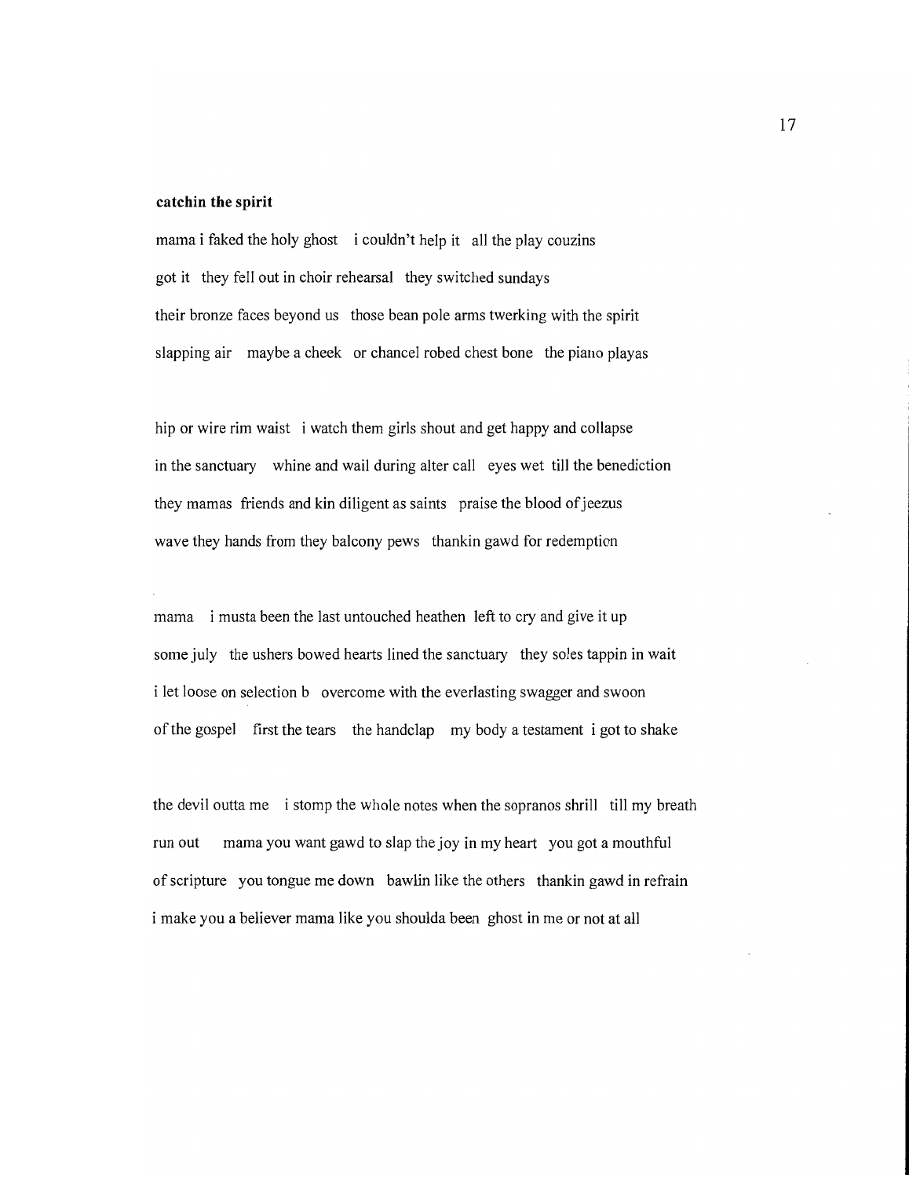**catchin the spirit**

mama i faked the holy ghost   i couldn't help it   all the play couzins  
got it   they fell out in choir rehearsal   they switched sundays  
their bronze faces beyond us   those bean pole arms twerking with the spirit  
slapping air   maybe a cheek   or chancel robed chest bone   the piano playas

hip or wire rim waist   i watch them girls shout and get happy and collapse  
in the sanctuary   whine and wail during alter call   eyes wet  till the benediction  
they mamas  friends and kin diligent as saints   praise the blood of jeezus  
wave they hands from they balcony pews   thankin gawd for redemption

mama   i musta been the last untouched heathen  left to cry and give it up  
some july   the ushers bowed hearts lined the sanctuary   they soles tappin in wait  
i let loose on selection b   overcome with the everlasting swagger and swoon  
of the gospel   first the tears   the handclap   my body a testament  i got to shake

the devil outta me   i stomp the whole notes when the sopranos shrill   till my breath  
run out   mama you want gawd to slap the joy in my heart   you got a mouthful  
of scripture   you tongue me down   bawlin like the others   thankin gawd in refrain  
i make you a believer mama like you shoulda been  ghost in me or not at all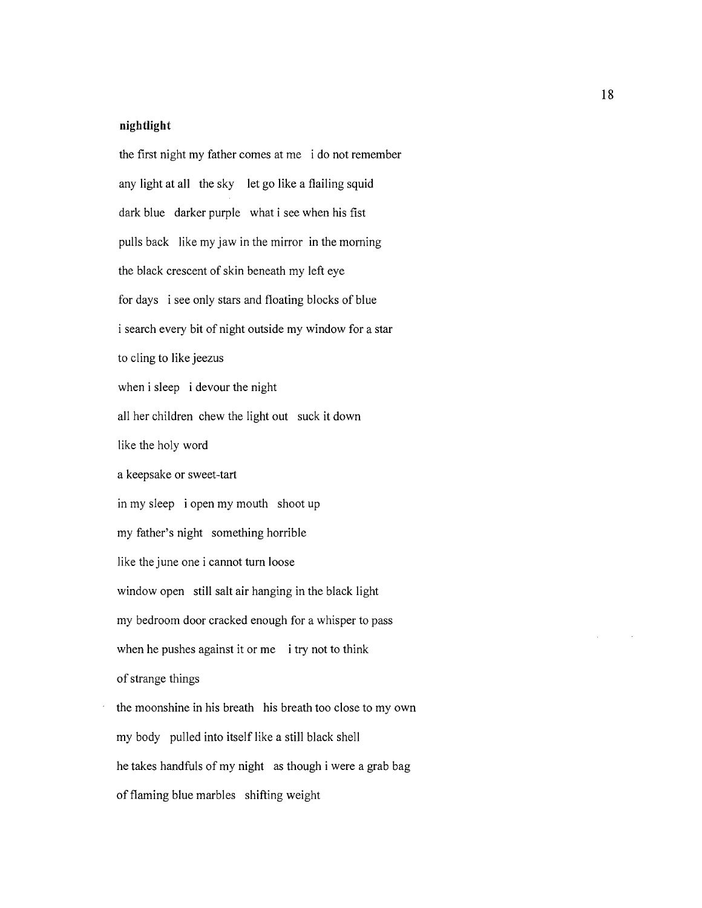**nightlight**

the first night my father comes at me   i do not remember

any light at all   the sky   let go like a flailing squid

dark blue   darker purple   what i see when his fist

pulls back   like my jaw in the mirror   in the morning

the black crescent of skin beneath my left eye

for days   i see only stars and floating blocks of blue

i search every bit of night outside my window for a star

to cling to like jeezus

when i sleep   i devour the night

all her children   chew the light out   suck it down

like the holy word

a keepsake or sweet-tart

in my sleep   i open my mouth   shoot up

my father's night   something horrible

like the june one i cannot turn loose

window open   still salt air hanging in the black light

my bedroom door cracked enough for a whisper to pass

when he pushes against it or me   i try not to think

of strange things

the moonshine in his breath   his breath too close to my own

my body   pulled into itself like a still black shell

he takes handfuls of my night   as though i were a grab bag

of flaming blue marbles   shifting weight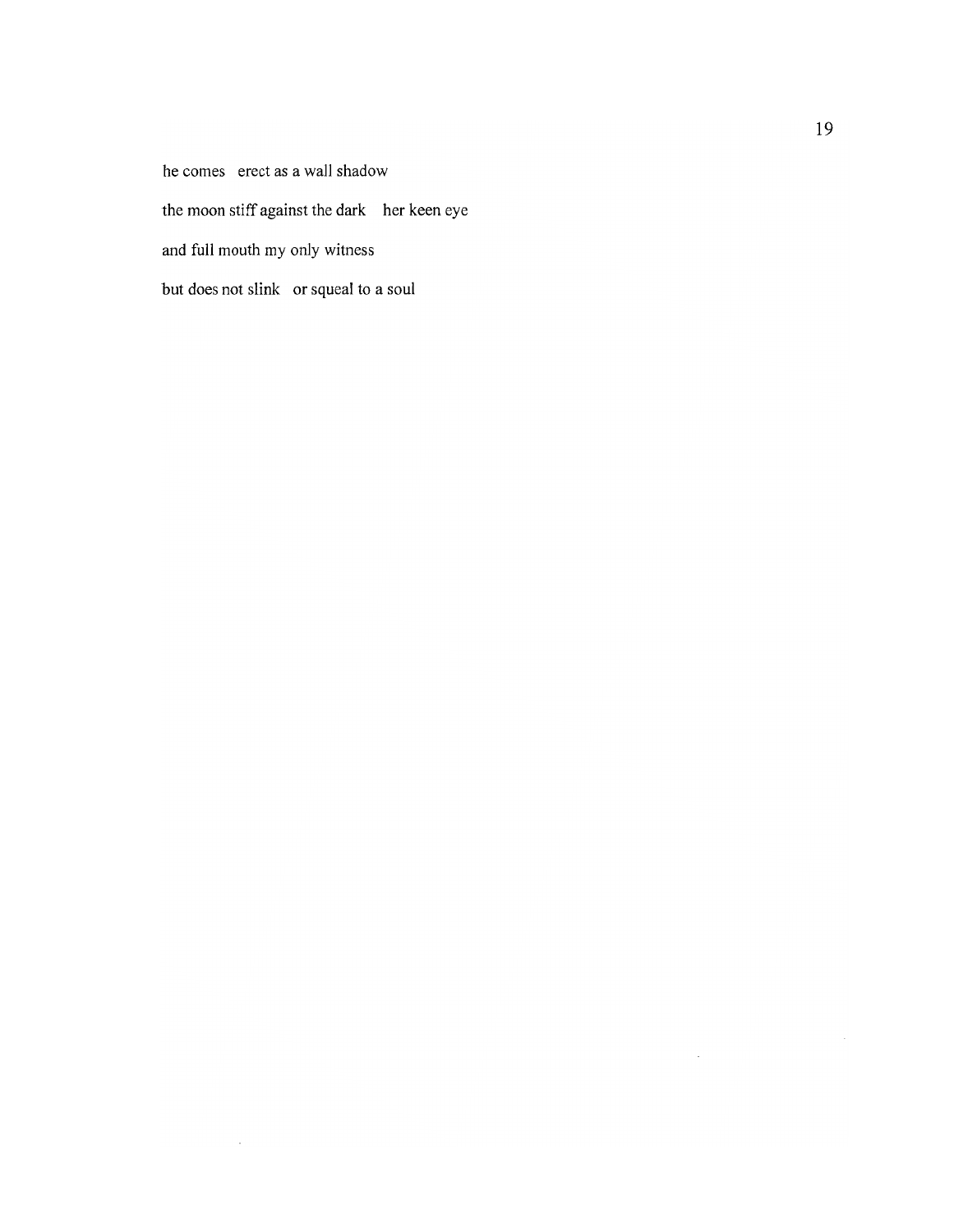he comes   erect as a wall shadow

the moon stiff against the dark   her keen eye

and full mouth my only witness

but does not slink   or squeal to a soul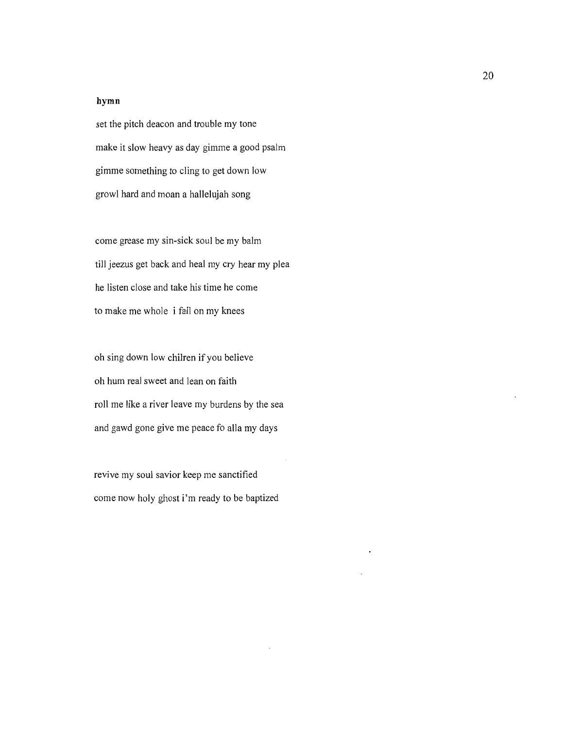**hymn**

set the pitch deacon and trouble my tone
make it slow heavy as day gimme a good psalm
gimme something to cling to get down low
growl hard and moan a hallelujah song

come grease my sin-sick soul be my balm
till jeezus get back and heal my cry hear my plea
he listen close and take his time he come
to make me whole  i fall on my knees

oh sing down low chilren if you believe
oh hum real sweet and lean on faith
roll me like a river leave my burdens by the sea
and gawd gone give me peace fo alla my days

revive my soul savior keep me sanctified
come now holy ghost i'm ready to be baptized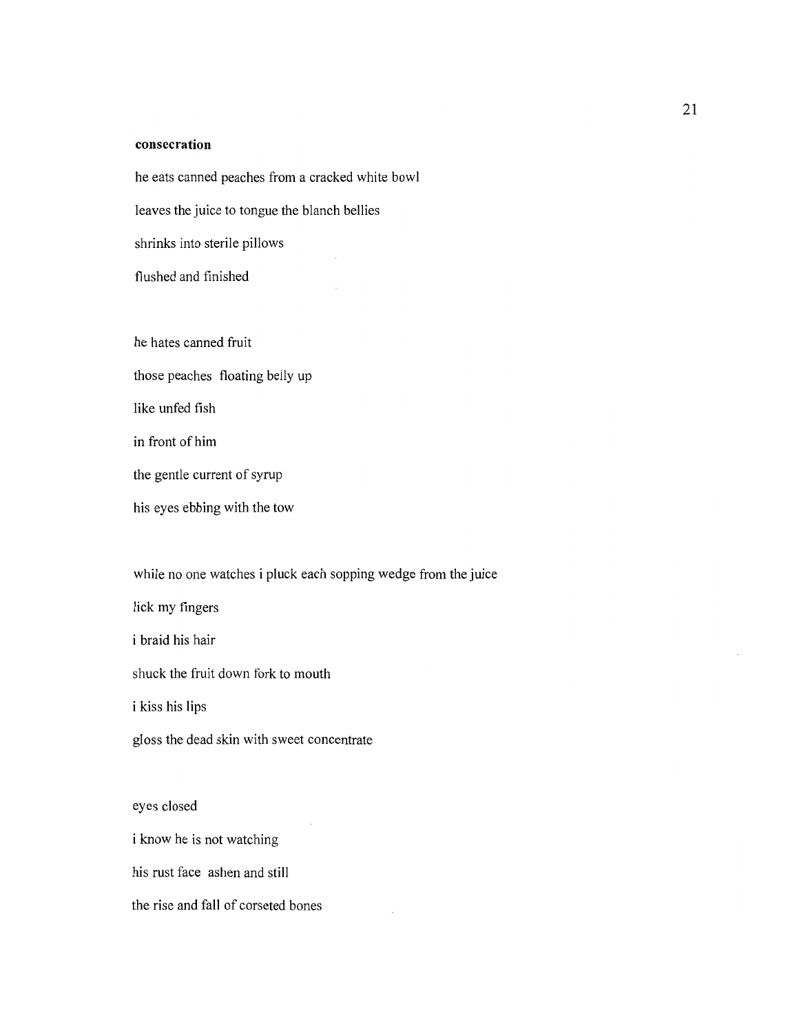**consecration**

he eats canned peaches from a cracked white bowl

leaves the juice to tongue the blanch bellies

shrinks into sterile pillows

flushed and finished

he hates canned fruit

those peaches  floating belly up

like unfed fish

in front of him

the gentle current of syrup

his eyes ebbing with the tow

while no one watches i pluck each sopping wedge from the juice

lick my fingers

i braid his hair

shuck the fruit down fork to mouth

i kiss his lips

gloss the dead skin with sweet concentrate

eyes closed

i know he is not watching

his rust face  ashen and still

the rise and fall of corseted bones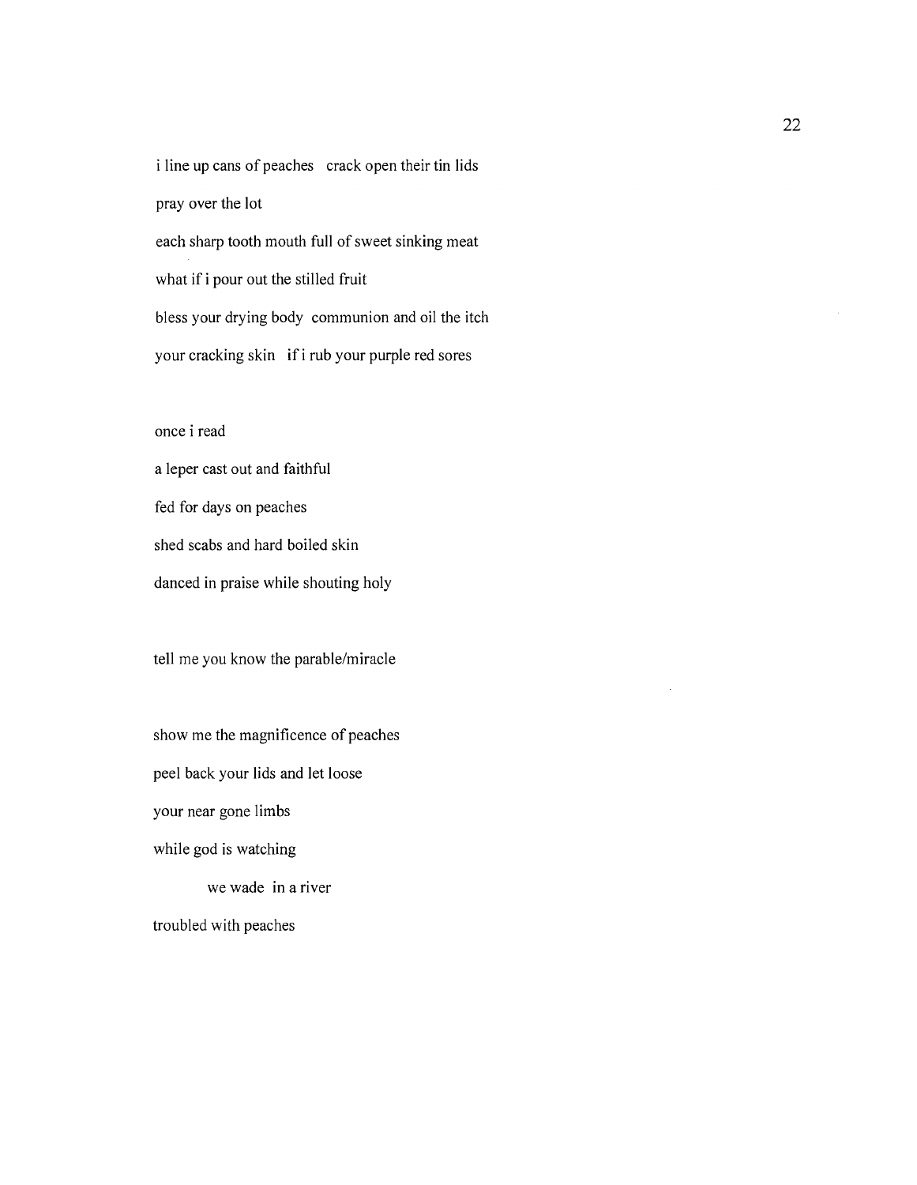i line up cans of peaches   crack open their tin lids

pray over the lot

each sharp tooth mouth full of sweet sinking meat

what if i pour out the stilled fruit

bless your drying body  communion and oil the itch

your cracking skin   if i rub your purple red sores

once i read

a leper cast out and faithful

fed for days on peaches

shed scabs and hard boiled skin

danced in praise while shouting holy

tell me you know the parable/miracle

show me the magnificence of peaches

peel back your lids and let loose

your near gone limbs

while god is watching

&emsp;&emsp;&emsp;&emsp;we wade  in a river

troubled with peaches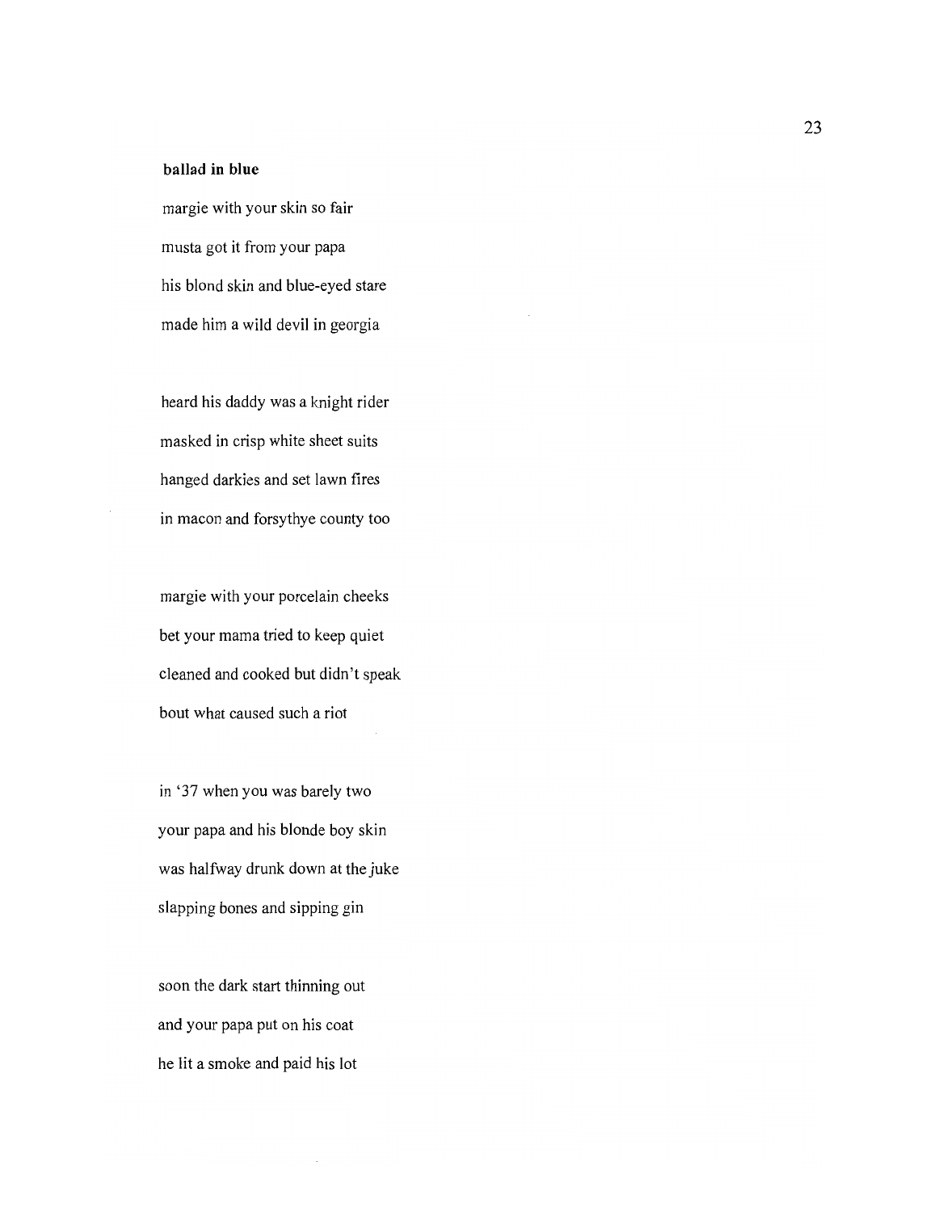**ballad in blue**

margie with your skin so fair
musta got it from your papa
his blond skin and blue-eyed stare
made him a wild devil in georgia

heard his daddy was a knight rider
masked in crisp white sheet suits
hanged darkies and set lawn fires
in macon and forsythye county too

margie with your porcelain cheeks
bet your mama tried to keep quiet
cleaned and cooked but didn't speak
bout what caused such a riot

in '37 when you was barely two
your papa and his blonde boy skin
was halfway drunk down at the juke
slapping bones and sipping gin

soon the dark start thinning out
and your papa put on his coat
he lit a smoke and paid his lot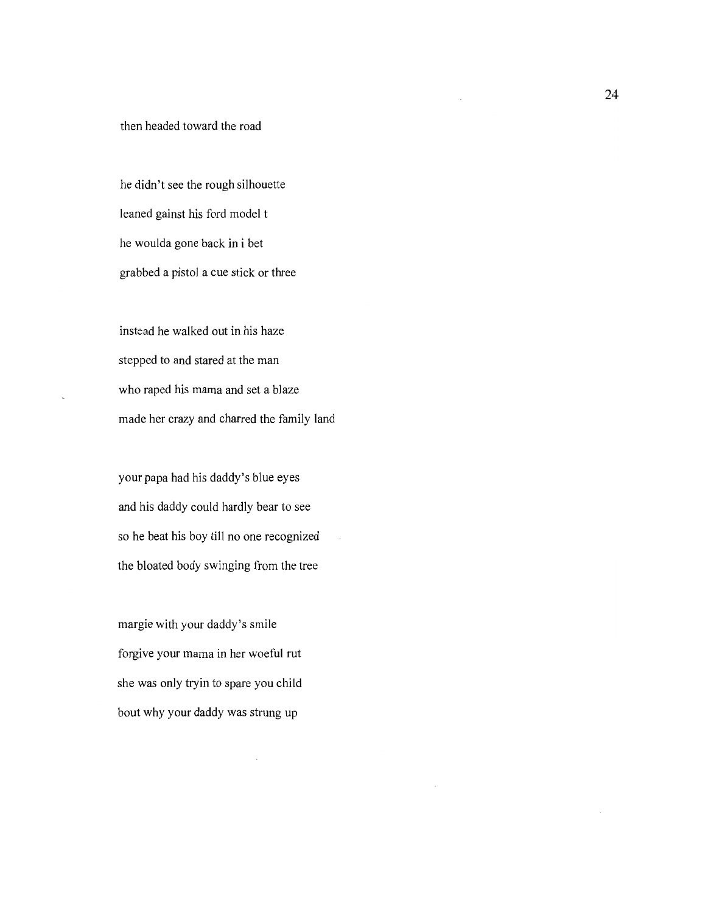then headed toward the road

he didn't see the rough silhouette
leaned gainst his ford model t
he woulda gone back in i bet
grabbed a pistol a cue stick or three

instead he walked out in his haze
stepped to and stared at the man
who raped his mama and set a blaze
made her crazy and charred the family land

your papa had his daddy's blue eyes
and his daddy could hardly bear to see
so he beat his boy till no one recognized
the bloated body swinging from the tree

margie with your daddy's smile
forgive your mama in her woeful rut
she was only tryin to spare you child
bout why your daddy was strung up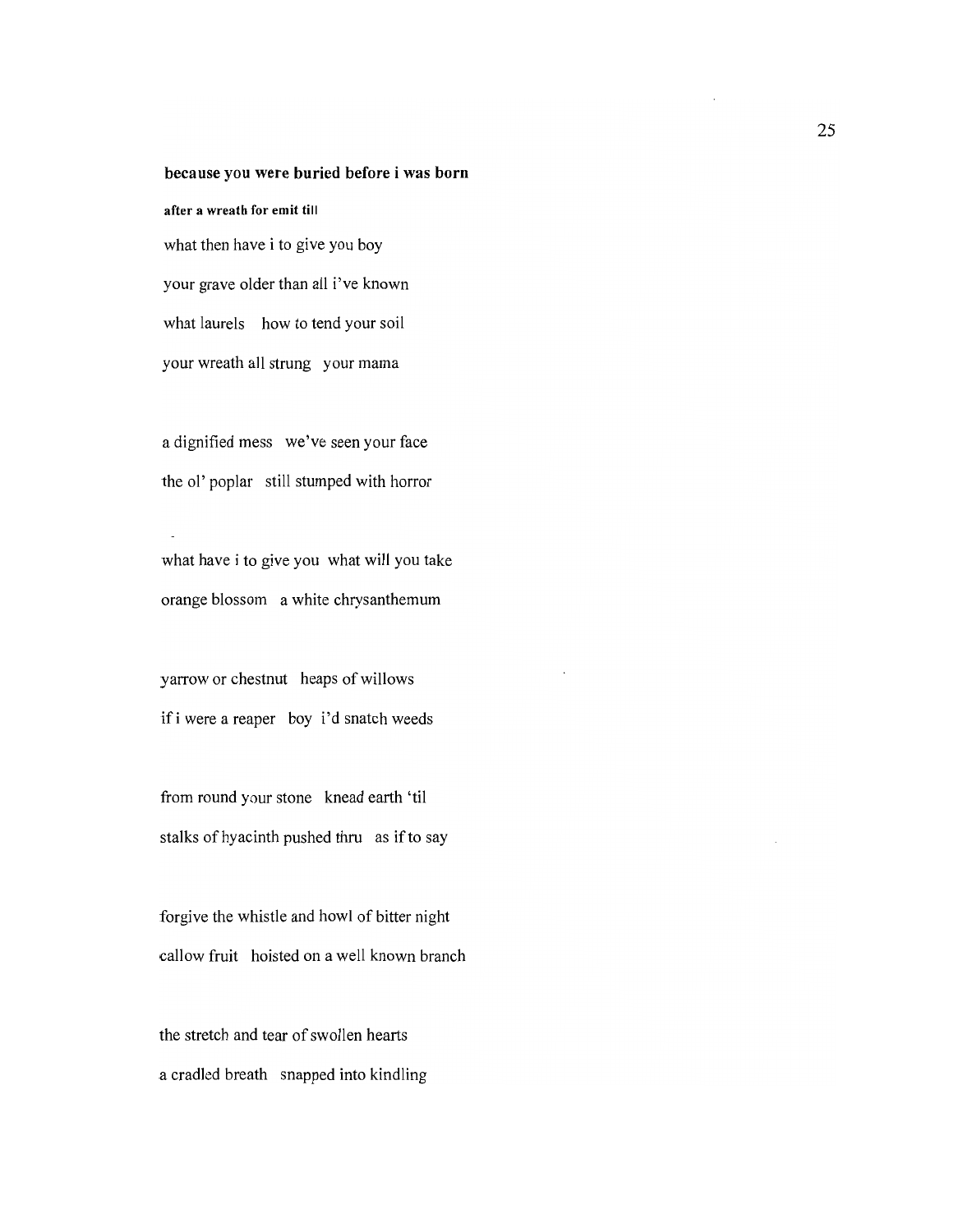**because you were buried before i was born**

**after a wreath for emit till**

what then have i to give you boy

your grave older than all i've known

what laurels   how to tend your soil

your wreath all strung   your mama

a dignified mess   we've seen your face

the ol' poplar   still stumped with horror

what have i to give you   what will you take

orange blossom   a white chrysanthemum

yarrow or chestnut   heaps of willows

if i were a reaper   boy   i'd snatch weeds

from round your stone   knead earth 'til

stalks of hyacinth pushed thru   as if to say

forgive the whistle and howl of bitter night

callow fruit   hoisted on a well known branch

the stretch and tear of swollen hearts

a cradled breath   snapped into kindling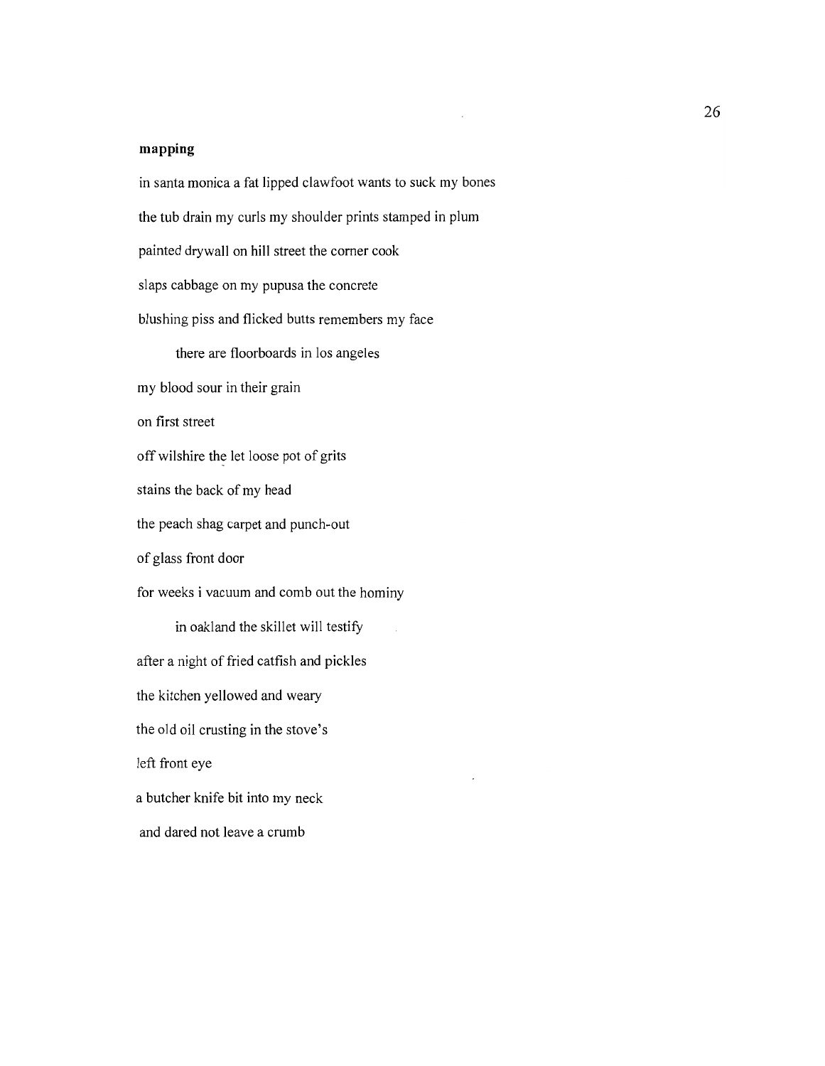**mapping**

in santa monica a fat lipped clawfoot wants to suck my bones

the tub drain my curls my shoulder prints stamped in plum

painted drywall on hill street the corner cook

slaps cabbage on my pupusa the concrete

blushing piss and flicked butts remembers my face

&nbsp;&nbsp;&nbsp;&nbsp;&nbsp;&nbsp;&nbsp;&nbsp;there are floorboards in los angeles

my blood sour in their grain

on first street

off wilshire the let loose pot of grits

stains the back of my head

the peach shag carpet and punch-out

of glass front door

for weeks i vacuum and comb out the hominy

&nbsp;&nbsp;&nbsp;&nbsp;&nbsp;&nbsp;&nbsp;&nbsp;in oakland the skillet will testify

after a night of fried catfish and pickles

the kitchen yellowed and weary

the old oil crusting in the stove's

left front eye

a butcher knife bit into my neck

and dared not leave a crumb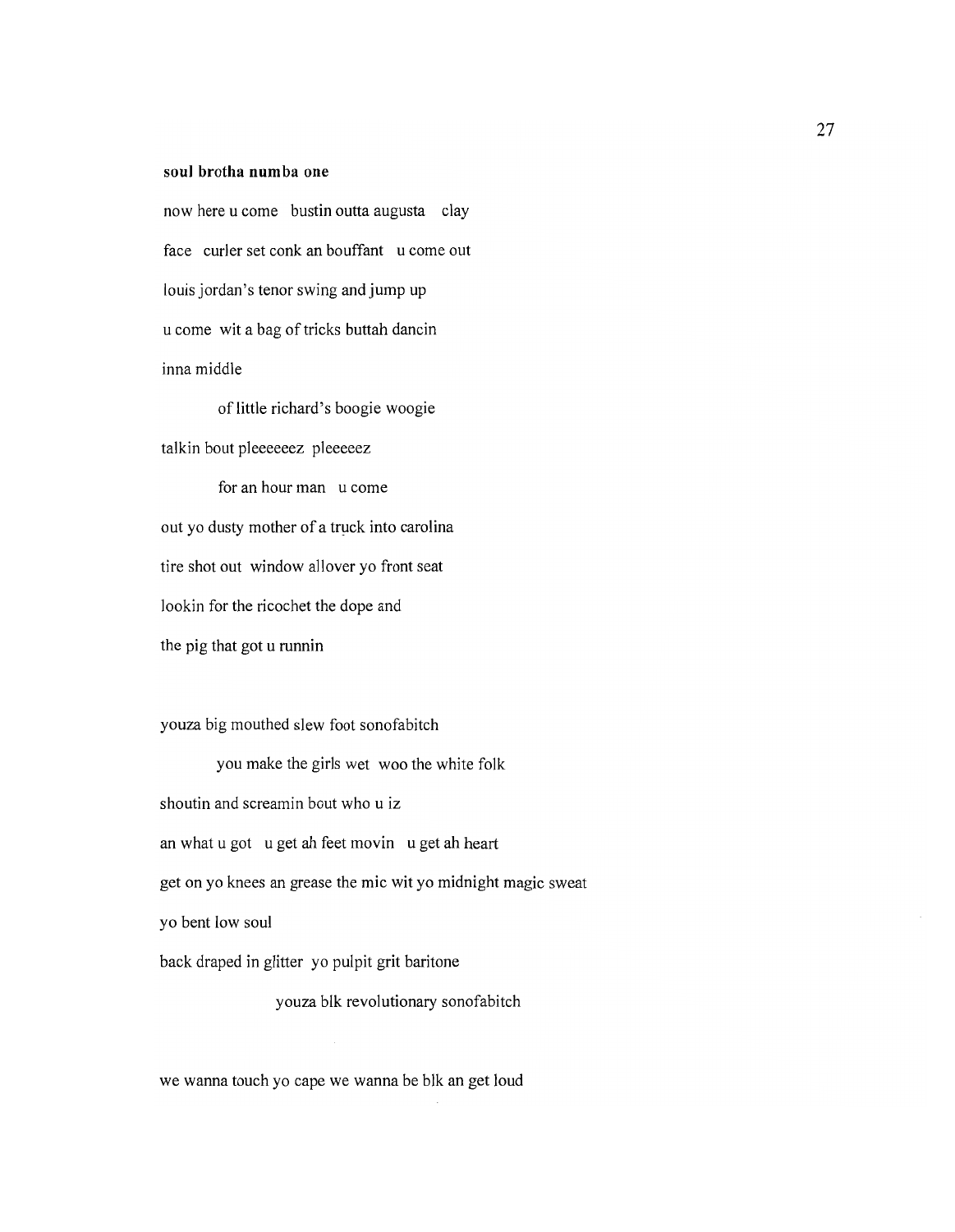**soul brotha numba one**

now here u come  bustin outta augusta  clay

face  curler set conk an bouffant  u come out

louis jordan's tenor swing and jump up

u come  wit a bag of tricks buttah dancin

inna middle

&nbsp;&nbsp;&nbsp;&nbsp;&nbsp;&nbsp;&nbsp;&nbsp;of little richard's boogie woogie

talkin bout pleeeeeez  pleeeeez

&nbsp;&nbsp;&nbsp;&nbsp;&nbsp;&nbsp;&nbsp;&nbsp;for an hour man  u come

out yo dusty mother of a truck into carolina

tire shot out  window allover yo front seat

lookin for the ricochet the dope and

the pig that got u runnin

youza big mouthed slew foot sonofabitch

&nbsp;&nbsp;&nbsp;&nbsp;&nbsp;&nbsp;&nbsp;&nbsp;you make the girls wet  woo the white folk

shoutin and screamin bout who u iz

an what u got  u get ah feet movin  u get ah heart

get on yo knees an grease the mic wit yo midnight magic sweat

yo bent low soul

back draped in glitter  yo pulpit grit baritone

&nbsp;&nbsp;&nbsp;&nbsp;&nbsp;&nbsp;&nbsp;&nbsp;&nbsp;&nbsp;&nbsp;&nbsp;&nbsp;&nbsp;&nbsp;&nbsp;youza blk revolutionary sonofabitch

we wanna touch yo cape we wanna be blk an get loud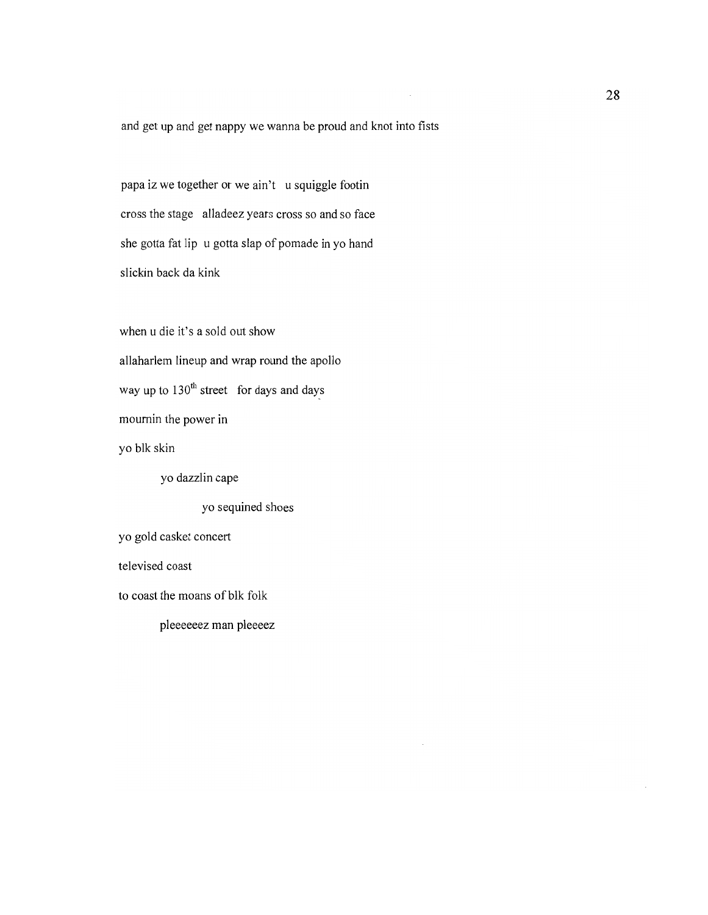and get up and get nappy we wanna be proud and knot into fists

papa iz we together or we ain't   u squiggle footin
cross the stage   alladeez years cross so and so face
she gotta fat lip   u gotta slap of pomade in yo hand
slickin back da kink

when u die it's a sold out show
allaharlem lineup and wrap round the apollo
way up to 130th street   for days and days
mournin the power in
yo blk skin

        yo dazzlin cape

                yo sequined shoes

yo gold casket concert
televised coast
to coast the moans of blk folk

        pleeeeeez man pleeeez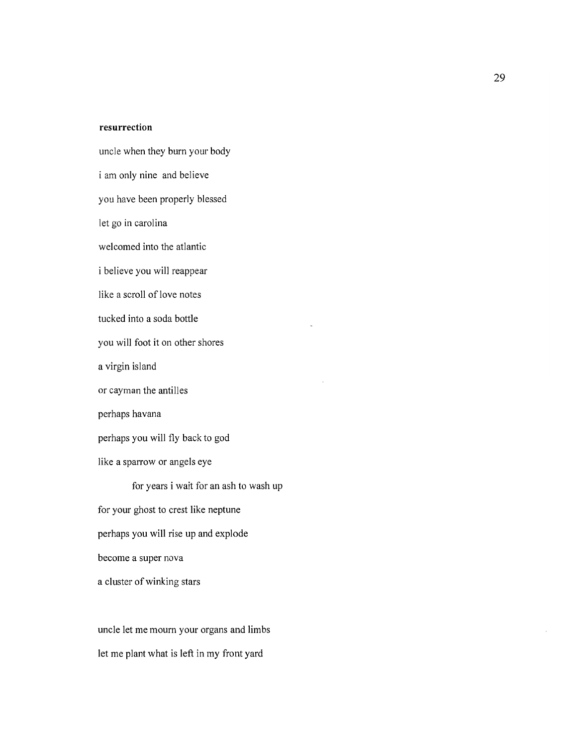**resurrection**

uncle when they burn your body

i am only nine and believe

you have been properly blessed

let go in carolina

welcomed into the atlantic

i believe you will reappear

like a scroll of love notes

tucked into a soda bottle

you will foot it on other shores

a virgin island

or cayman the antilles

perhaps havana

perhaps you will fly back to god

like a sparrow or angels eye

&nbsp;&nbsp;&nbsp;&nbsp;&nbsp;&nbsp;&nbsp;&nbsp;for years i wait for an ash to wash up

for your ghost to crest like neptune

perhaps you will rise up and explode

become a super nova

a cluster of winking stars

uncle let me mourn your organs and limbs

let me plant what is left in my front yard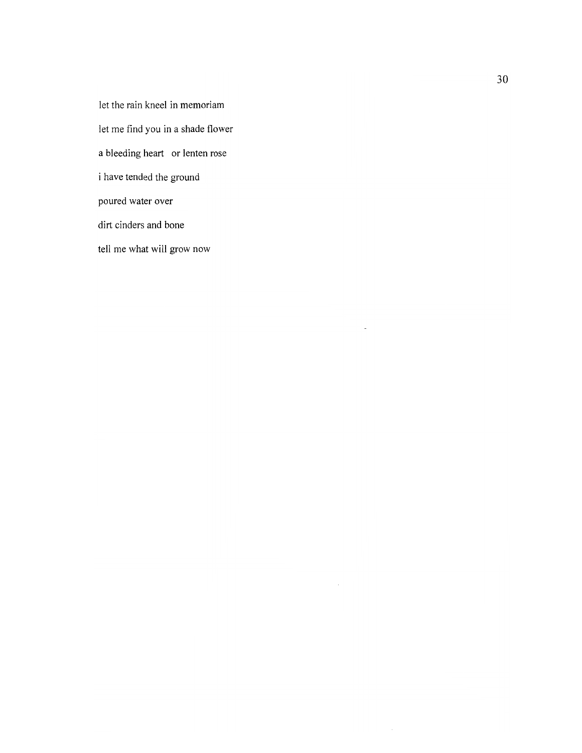let the rain kneel in memoriam

let me find you in a shade flower

a bleeding heart   or lenten rose

i have tended the ground

poured water over

dirt cinders and bone

tell me what will grow now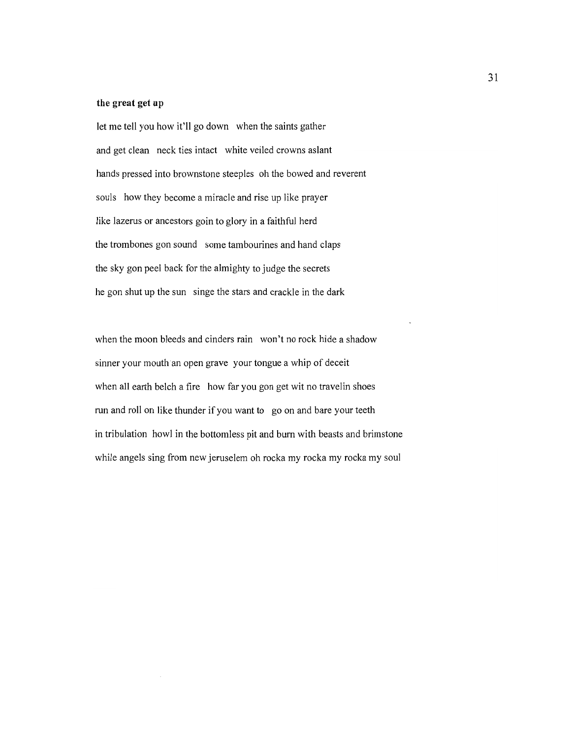**the great get up**

let me tell you how it'll go down   when the saints gather

and get clean   neck ties intact   white veiled crowns aslant

hands pressed into brownstone steeples  oh the bowed and reverent

souls   how they become a miracle and rise up like prayer

like lazerus or ancestors goin to glory in a faithful herd

the trombones gon sound   some tambourines and hand claps

the sky gon peel back for the almighty to judge the secrets

he gon shut up the sun   singe the stars and crackle in the dark

when the moon bleeds and cinders rain   won't no rock hide a shadow

sinner your mouth an open grave   your tongue a whip of deceit

when all earth belch a fire   how far you gon get wit no travelin shoes

run and roll on like thunder if you want to   go on and bare your teeth

in tribulation   howl in the bottomless pit and burn with beasts and brimstone

while angels sing from new jeruselem oh rocka my rocka my rocka my soul